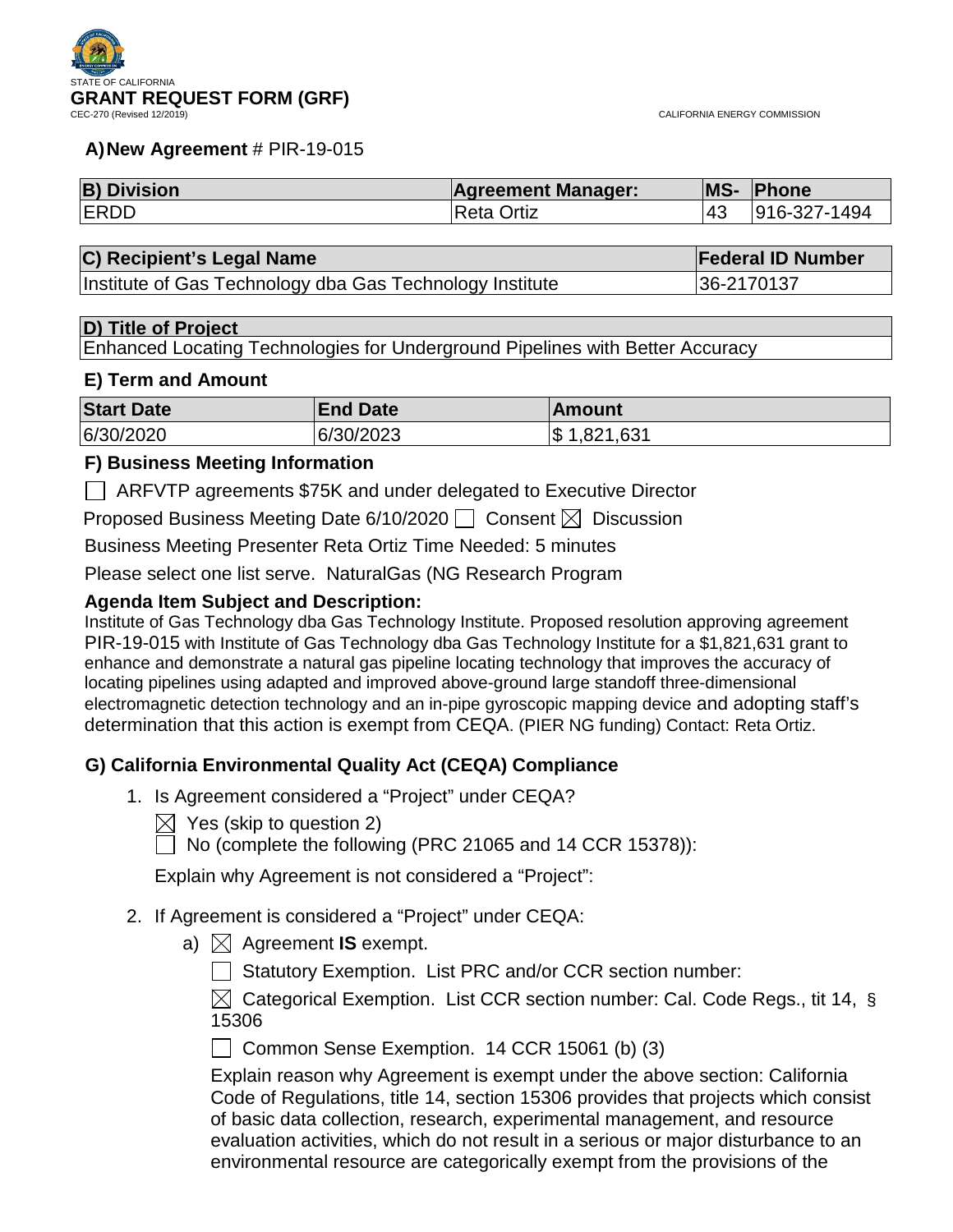STATE OF CALIFORNIA

# GRANT REQUEST FORM (GRF)

CEC-270 (Revised 12/2019)

CALIFORNIA ENERGY COMMISSION

**A) New Agreement** # PIR-19-015

| B) Division | Agreement Manager: | MS- | Phone |
|---|---|---|---|
| ERDD | Reta Ortiz | 43 | 916-327-1494 |

| C) Recipient's Legal Name | Federal ID Number |
|---|---|
| Institute of Gas Technology dba Gas Technology Institute | 36-2170137 |

| D) Title of Project |
|---|
| Enhanced Locating Technologies for Underground Pipelines with Better Accuracy |

### E) Term and Amount

| Start Date | End Date | Amount |
|---|---|---|
| 6/30/2020 | 6/30/2023 | $ 1,821,631 |

### F) Business Meeting Information

☐ ARFVTP agreements $75K and under delegated to Executive Director

Proposed Business Meeting Date 6/10/2020 ☐ Consent ☒ Discussion

Business Meeting Presenter Reta Ortiz Time Needed: 5 minutes

Please select one list serve. NaturalGas (NG Research Program

**Agenda Item Subject and Description:**

Institute of Gas Technology dba Gas Technology Institute. Proposed resolution approving agreement PIR-19-015 with Institute of Gas Technology dba Gas Technology Institute for a $1,821,631 grant to enhance and demonstrate a natural gas pipeline locating technology that improves the accuracy of locating pipelines using adapted and improved above-ground large standoff three-dimensional electromagnetic detection technology and an in-pipe gyroscopic mapping device and adopting staff's determination that this action is exempt from CEQA. (PIER NG funding) Contact: Reta Ortiz.

### G) California Environmental Quality Act (CEQA) Compliance

1. Is Agreement considered a "Project" under CEQA?

   ☒ Yes (skip to question 2)

   ☐ No (complete the following (PRC 21065 and 14 CCR 15378)):

   Explain why Agreement is not considered a "Project":

2. If Agreement is considered a "Project" under CEQA:

   a) ☒ Agreement **IS** exempt.

      ☐ Statutory Exemption. List PRC and/or CCR section number:

      ☒ Categorical Exemption. List CCR section number: Cal. Code Regs., tit 14, § 15306

      ☐ Common Sense Exemption. 14 CCR 15061 (b) (3)

      Explain reason why Agreement is exempt under the above section: California Code of Regulations, title 14, section 15306 provides that projects which consist of basic data collection, research, experimental management, and resource evaluation activities, which do not result in a serious or major disturbance to an environmental resource are categorically exempt from the provisions of the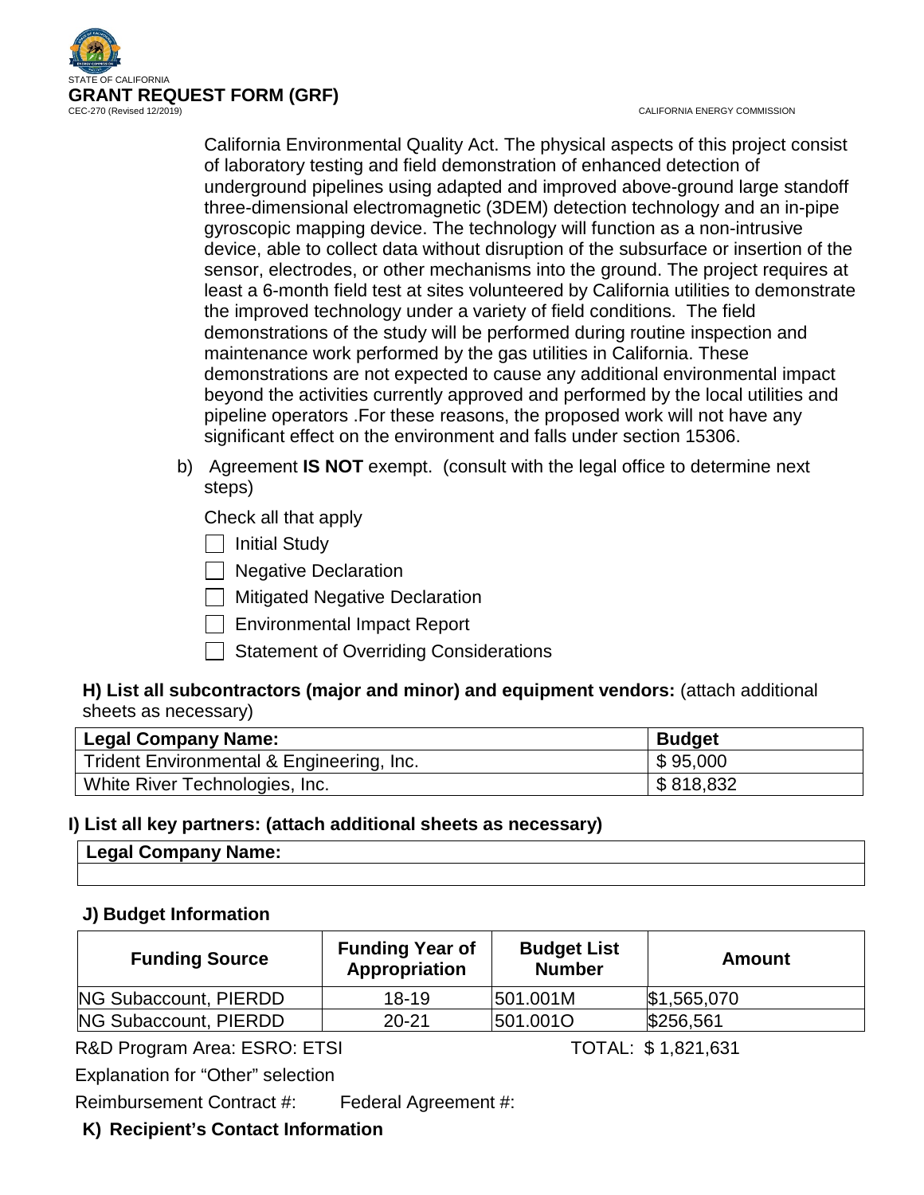California Environmental Quality Act. The physical aspects of this project consist of laboratory testing and field demonstration of enhanced detection of underground pipelines using adapted and improved above-ground large standoff three-dimensional electromagnetic (3DEM) detection technology and an in-pipe gyroscopic mapping device. The technology will function as a non-intrusive device, able to collect data without disruption of the subsurface or insertion of the sensor, electrodes, or other mechanisms into the ground. The project requires at least a 6-month field test at sites volunteered by California utilities to demonstrate the improved technology under a variety of field conditions. The field demonstrations of the study will be performed during routine inspection and maintenance work performed by the gas utilities in California. These demonstrations are not expected to cause any additional environmental impact beyond the activities currently approved and performed by the local utilities and pipeline operators .For these reasons, the proposed work will not have any significant effect on the environment and falls under section 15306.

b) Agreement **IS NOT** exempt. (consult with the legal office to determine next steps)

Check all that apply

- [ ] Initial Study
- [ ] Negative Declaration
- [ ] Mitigated Negative Declaration
- [ ] Environmental Impact Report
- [ ] Statement of Overriding Considerations

**H) List all subcontractors (major and minor) and equipment vendors:** (attach additional sheets as necessary)

| Legal Company Name: | Budget |
|---|---|
| Trident Environmental & Engineering, Inc. | $ 95,000 |
| White River Technologies, Inc. | $ 818,832 |

**I) List all key partners: (attach additional sheets as necessary)**

| Legal Company Name: |
|---|
| |

**J) Budget Information**

| Funding Source | Funding Year of Appropriation | Budget List Number | Amount |
|---|---|---|---|
| NG Subaccount, PIERDD | 18-19 | 501.001M | $1,565,070 |
| NG Subaccount, PIERDD | 20-21 | 501.001O | $256,561 |

R&D Program Area: ESRO: ETSI TOTAL: $ 1,821,631

Explanation for "Other" selection

Reimbursement Contract #: Federal Agreement #:

**K) Recipient's Contact Information**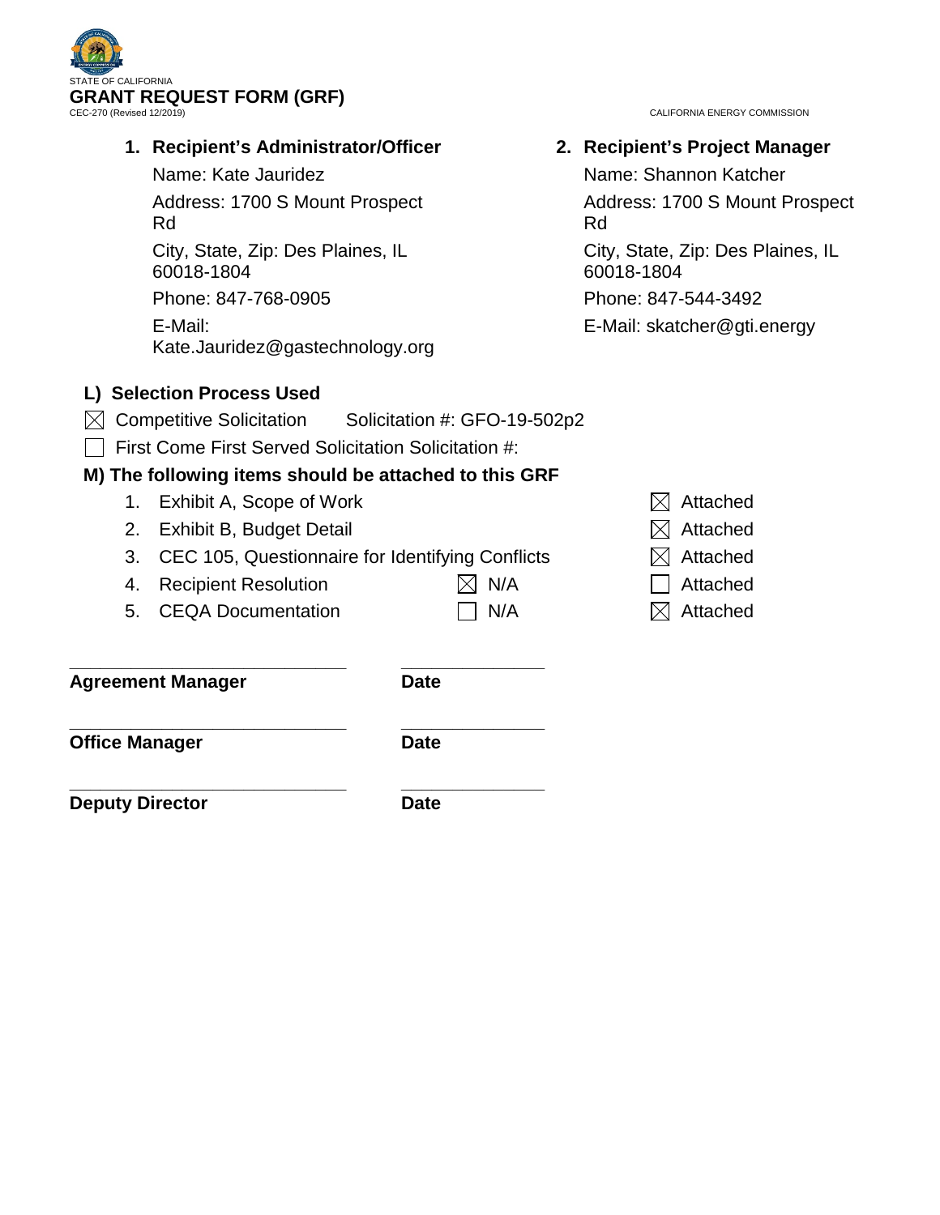STATE OF CALIFORNIA

**GRANT REQUEST FORM (GRF)**

CEC-270 (Revised 12/2019)

CALIFORNIA ENERGY COMMISSION

**1. Recipient's Administrator/Officer**

Name: Kate Jauridez

Address: 1700 S Mount Prospect Rd

City, State, Zip: Des Plaines, IL 60018-1804

Phone: 847-768-0905

E-Mail: Kate.Jauridez@gastechnology.org

**2. Recipient's Project Manager**

Name: Shannon Katcher

Address: 1700 S Mount Prospect Rd

City, State, Zip: Des Plaines, IL 60018-1804

Phone: 847-544-3492

E-Mail: skatcher@gti.energy

**L) Selection Process Used**

☒ Competitive Solicitation Solicitation #: GFO-19-502p2

☐ First Come First Served Solicitation Solicitation #:

**M) The following items should be attached to this GRF**

| | Item | N/A | Attached |
|---|---|---|---|
| 1. | Exhibit A, Scope of Work | | ☒ Attached |
| 2. | Exhibit B, Budget Detail | | ☒ Attached |
| 3. | CEC 105, Questionnaire for Identifying Conflicts | | ☒ Attached |
| 4. | Recipient Resolution | ☒ N/A | ☐ Attached |
| 5. | CEQA Documentation | ☐ N/A | ☒ Attached |

| | |
|---|---|
| ____________________________ | ______________ |
| **Agreement Manager** | **Date** |
| ____________________________ | ______________ |
| **Office Manager** | **Date** |
| ____________________________ | ______________ |
| **Deputy Director** | **Date** |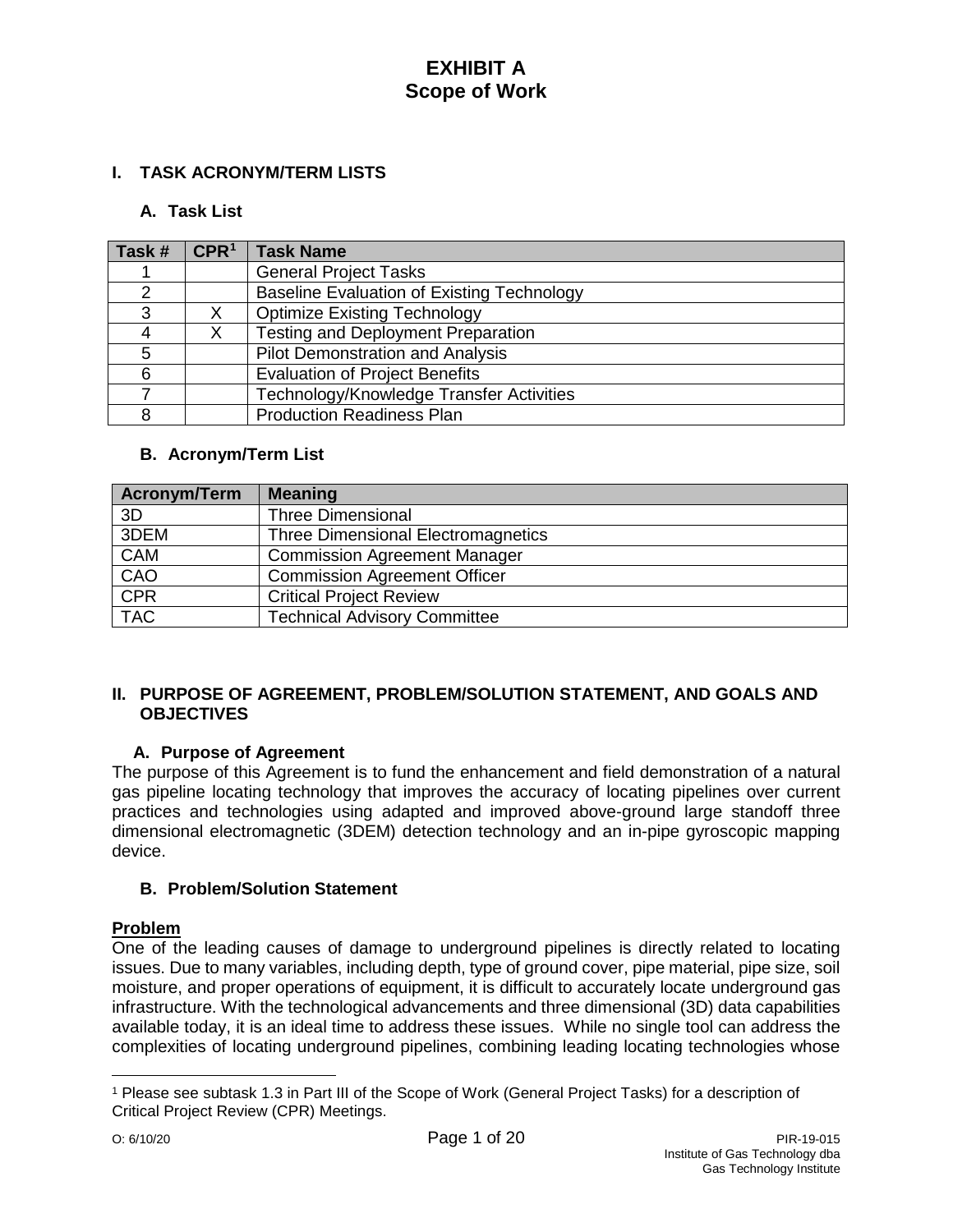# EXHIBIT A
# Scope of Work

## I. TASK ACRONYM/TERM LISTS

### A. Task List

| Task # | CPR[1] | Task Name |
|---|---|---|
| 1 | | General Project Tasks |
| 2 | | Baseline Evaluation of Existing Technology |
| 3 | X | Optimize Existing Technology |
| 4 | X | Testing and Deployment Preparation |
| 5 | | Pilot Demonstration and Analysis |
| 6 | | Evaluation of Project Benefits |
| 7 | | Technology/Knowledge Transfer Activities |
| 8 | | Production Readiness Plan |

### B. Acronym/Term List

| Acronym/Term | Meaning |
|---|---|
| 3D | Three Dimensional |
| 3DEM | Three Dimensional Electromagnetics |
| CAM | Commission Agreement Manager |
| CAO | Commission Agreement Officer |
| CPR | Critical Project Review |
| TAC | Technical Advisory Committee |

## II. PURPOSE OF AGREEMENT, PROBLEM/SOLUTION STATEMENT, AND GOALS AND OBJECTIVES

### A. Purpose of Agreement

The purpose of this Agreement is to fund the enhancement and field demonstration of a natural gas pipeline locating technology that improves the accuracy of locating pipelines over current practices and technologies using adapted and improved above-ground large standoff three dimensional electromagnetic (3DEM) detection technology and an in-pipe gyroscopic mapping device.

### B. Problem/Solution Statement

**Problem**

One of the leading causes of damage to underground pipelines is directly related to locating issues. Due to many variables, including depth, type of ground cover, pipe material, pipe size, soil moisture, and proper operations of equipment, it is difficult to accurately locate underground gas infrastructure. With the technological advancements and three dimensional (3D) data capabilities available today, it is an ideal time to address these issues. While no single tool can address the complexities of locating underground pipelines, combining leading locating technologies whose

[1] Please see subtask 1.3 in Part III of the Scope of Work (General Project Tasks) for a description of Critical Project Review (CPR) Meetings.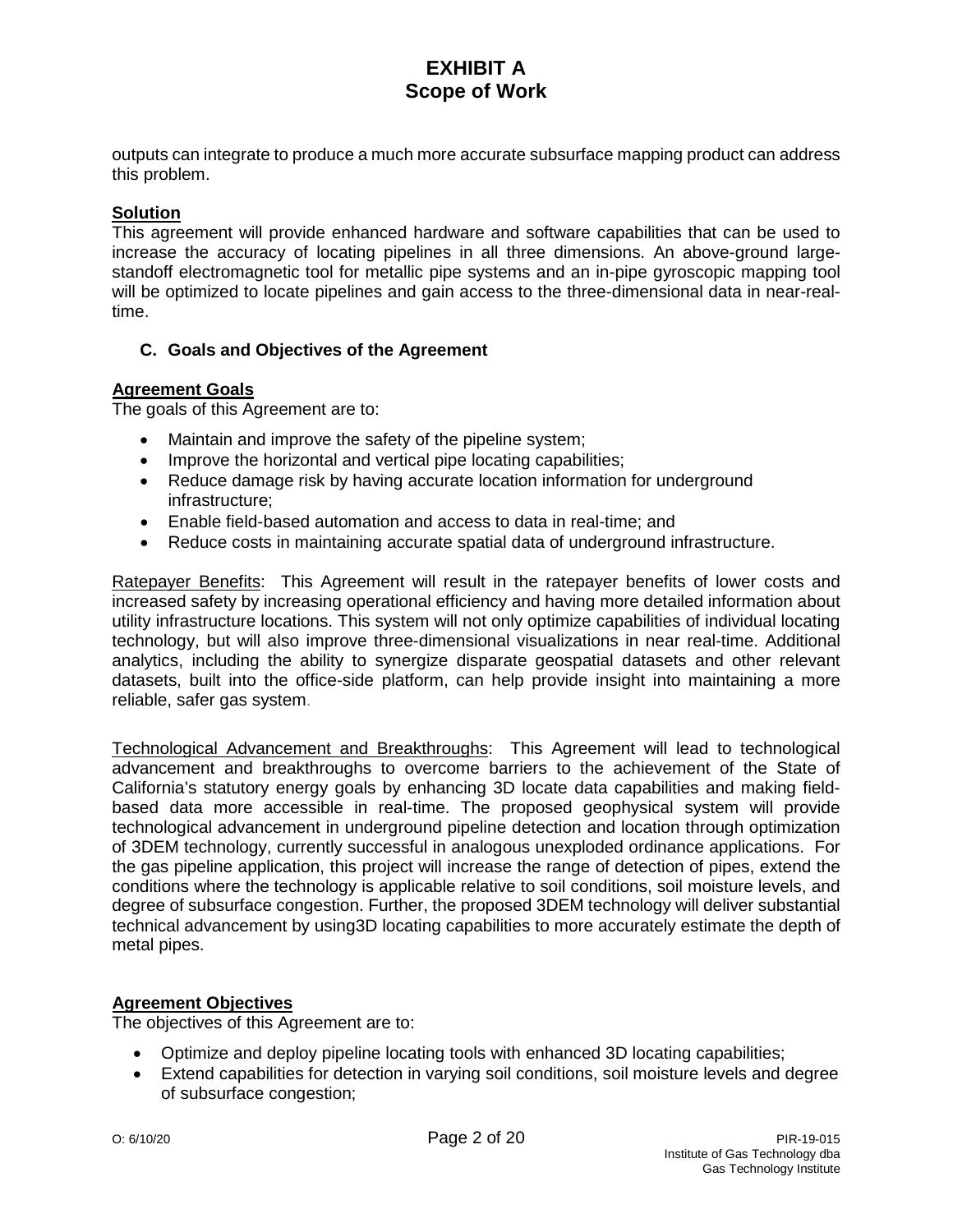outputs can integrate to produce a much more accurate subsurface mapping product can address this problem.

**Solution**

This agreement will provide enhanced hardware and software capabilities that can be used to increase the accuracy of locating pipelines in all three dimensions. An above-ground large-standoff electromagnetic tool for metallic pipe systems and an in-pipe gyroscopic mapping tool will be optimized to locate pipelines and gain access to the three-dimensional data in near-real-time.

### C. Goals and Objectives of the Agreement

**Agreement Goals**

The goals of this Agreement are to:

- Maintain and improve the safety of the pipeline system;
- Improve the horizontal and vertical pipe locating capabilities;
- Reduce damage risk by having accurate location information for underground infrastructure;
- Enable field-based automation and access to data in real-time; and
- Reduce costs in maintaining accurate spatial data of underground infrastructure.

Ratepayer Benefits: This Agreement will result in the ratepayer benefits of lower costs and increased safety by increasing operational efficiency and having more detailed information about utility infrastructure locations. This system will not only optimize capabilities of individual locating technology, but will also improve three-dimensional visualizations in near real-time. Additional analytics, including the ability to synergize disparate geospatial datasets and other relevant datasets, built into the office-side platform, can help provide insight into maintaining a more reliable, safer gas system.

Technological Advancement and Breakthroughs: This Agreement will lead to technological advancement and breakthroughs to overcome barriers to the achievement of the State of California's statutory energy goals by enhancing 3D locate data capabilities and making field-based data more accessible in real-time. The proposed geophysical system will provide technological advancement in underground pipeline detection and location through optimization of 3DEM technology, currently successful in analogous unexploded ordinance applications. For the gas pipeline application, this project will increase the range of detection of pipes, extend the conditions where the technology is applicable relative to soil conditions, soil moisture levels, and degree of subsurface congestion. Further, the proposed 3DEM technology will deliver substantial technical advancement by using3D locating capabilities to more accurately estimate the depth of metal pipes.

**Agreement Objectives**

The objectives of this Agreement are to:

- Optimize and deploy pipeline locating tools with enhanced 3D locating capabilities;
- Extend capabilities for detection in varying soil conditions, soil moisture levels and degree of subsurface congestion;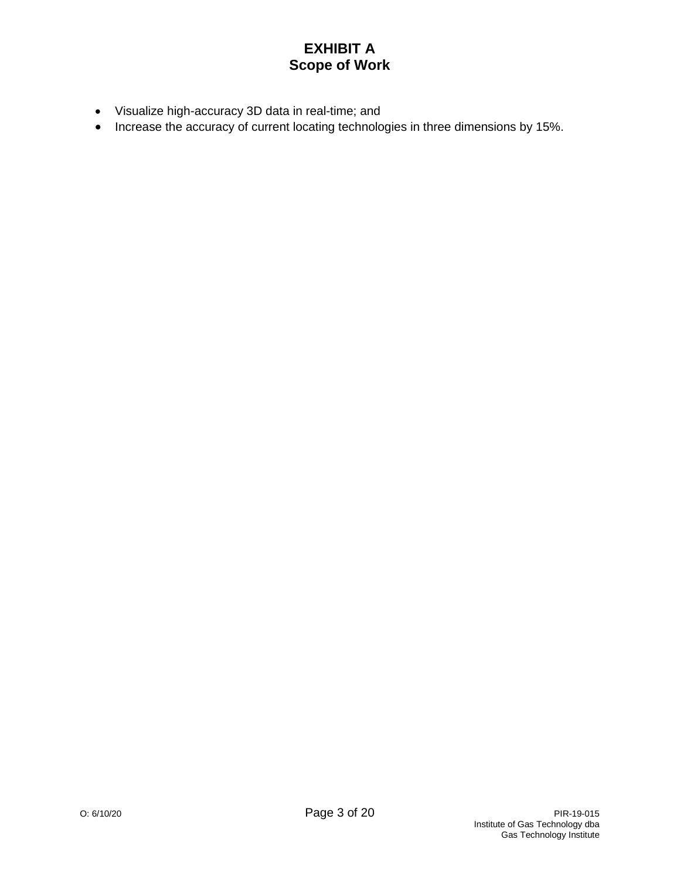- Visualize high-accuracy 3D data in real-time; and
- Increase the accuracy of current locating technologies in three dimensions by 15%.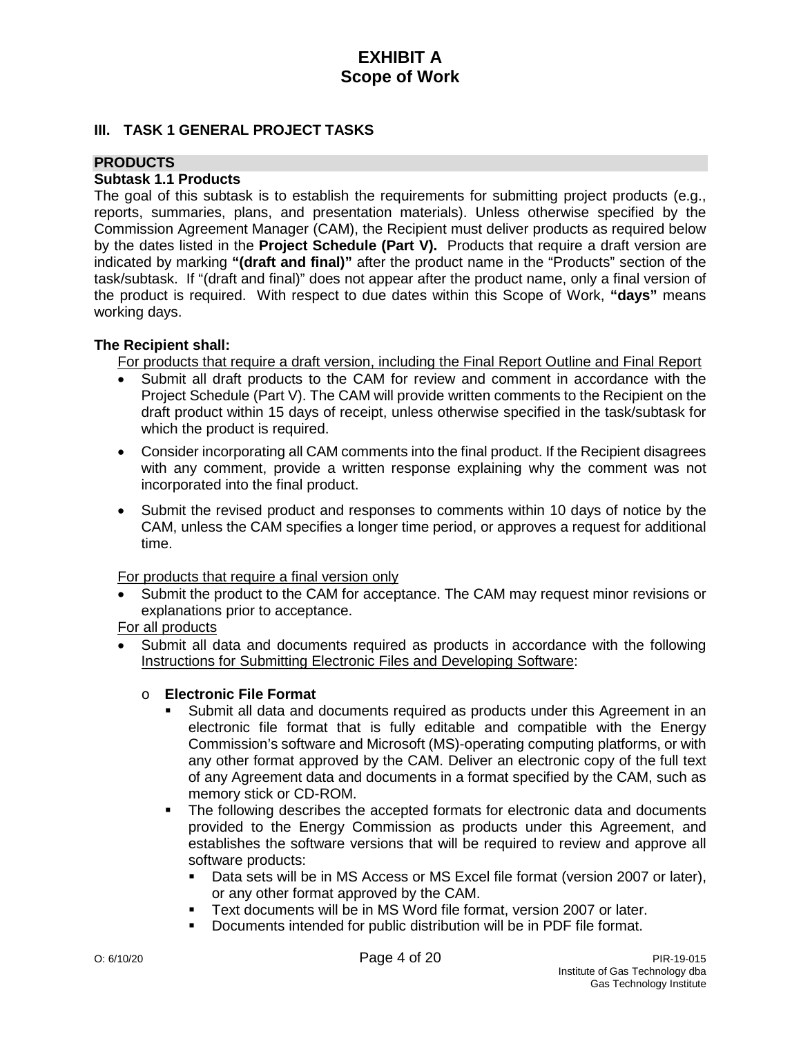# EXHIBIT A
# Scope of Work

## III. TASK 1 GENERAL PROJECT TASKS

### PRODUCTS

**Subtask 1.1 Products**

The goal of this subtask is to establish the requirements for submitting project products (e.g., reports, summaries, plans, and presentation materials). Unless otherwise specified by the Commission Agreement Manager (CAM), the Recipient must deliver products as required below by the dates listed in the **Project Schedule (Part V).** Products that require a draft version are indicated by marking **"(draft and final)"** after the product name in the "Products" section of the task/subtask. If "(draft and final)" does not appear after the product name, only a final version of the product is required. With respect to due dates within this Scope of Work, **"days"** means working days.

**The Recipient shall:**

<u>For products that require a draft version, including the Final Report Outline and Final Report</u>

- Submit all draft products to the CAM for review and comment in accordance with the Project Schedule (Part V). The CAM will provide written comments to the Recipient on the draft product within 15 days of receipt, unless otherwise specified in the task/subtask for which the product is required.
- Consider incorporating all CAM comments into the final product. If the Recipient disagrees with any comment, provide a written response explaining why the comment was not incorporated into the final product.
- Submit the revised product and responses to comments within 10 days of notice by the CAM, unless the CAM specifies a longer time period, or approves a request for additional time.

<u>For products that require a final version only</u>

- Submit the product to the CAM for acceptance. The CAM may request minor revisions or explanations prior to acceptance.

<u>For all products</u>

- Submit all data and documents required as products in accordance with the following <u>Instructions for Submitting Electronic Files and Developing Software</u>:
  - **Electronic File Format**
    - Submit all data and documents required as products under this Agreement in an electronic file format that is fully editable and compatible with the Energy Commission's software and Microsoft (MS)-operating computing platforms, or with any other format approved by the CAM. Deliver an electronic copy of the full text of any Agreement data and documents in a format specified by the CAM, such as memory stick or CD-ROM.
    - The following describes the accepted formats for electronic data and documents provided to the Energy Commission as products under this Agreement, and establishes the software versions that will be required to review and approve all software products:
      - Data sets will be in MS Access or MS Excel file format (version 2007 or later), or any other format approved by the CAM.
      - Text documents will be in MS Word file format, version 2007 or later.
      - Documents intended for public distribution will be in PDF file format.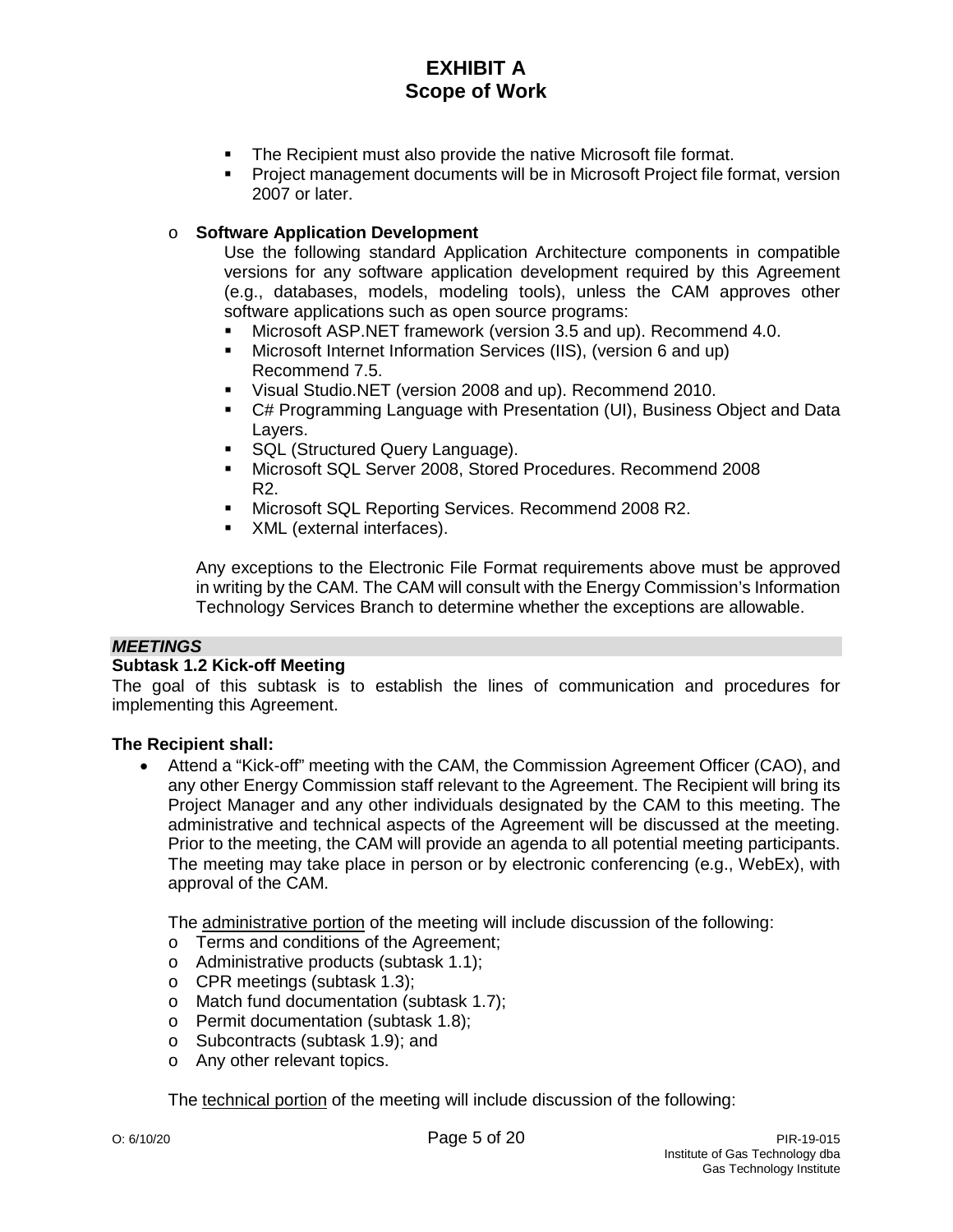- The Recipient must also provide the native Microsoft file format.
- Project management documents will be in Microsoft Project file format, version 2007 or later.

- **Software Application Development**

  Use the following standard Application Architecture components in compatible versions for any software application development required by this Agreement (e.g., databases, models, modeling tools), unless the CAM approves other software applications such as open source programs:
  - Microsoft ASP.NET framework (version 3.5 and up). Recommend 4.0.
  - Microsoft Internet Information Services (IIS), (version 6 and up) Recommend 7.5.
  - Visual Studio.NET (version 2008 and up). Recommend 2010.
  - C# Programming Language with Presentation (UI), Business Object and Data Layers.
  - SQL (Structured Query Language).
  - Microsoft SQL Server 2008, Stored Procedures. Recommend 2008 R2.
  - Microsoft SQL Reporting Services. Recommend 2008 R2.
  - XML (external interfaces).

Any exceptions to the Electronic File Format requirements above must be approved in writing by the CAM. The CAM will consult with the Energy Commission's Information Technology Services Branch to determine whether the exceptions are allowable.

***MEETINGS***

**Subtask 1.2 Kick-off Meeting**

The goal of this subtask is to establish the lines of communication and procedures for implementing this Agreement.

**The Recipient shall:**

- Attend a "Kick-off" meeting with the CAM, the Commission Agreement Officer (CAO), and any other Energy Commission staff relevant to the Agreement. The Recipient will bring its Project Manager and any other individuals designated by the CAM to this meeting. The administrative and technical aspects of the Agreement will be discussed at the meeting. Prior to the meeting, the CAM will provide an agenda to all potential meeting participants. The meeting may take place in person or by electronic conferencing (e.g., WebEx), with approval of the CAM.

  The <u>administrative portion</u> of the meeting will include discussion of the following:
  - Terms and conditions of the Agreement;
  - Administrative products (subtask 1.1);
  - CPR meetings (subtask 1.3);
  - Match fund documentation (subtask 1.7);
  - Permit documentation (subtask 1.8);
  - Subcontracts (subtask 1.9); and
  - Any other relevant topics.

  The <u>technical portion</u> of the meeting will include discussion of the following: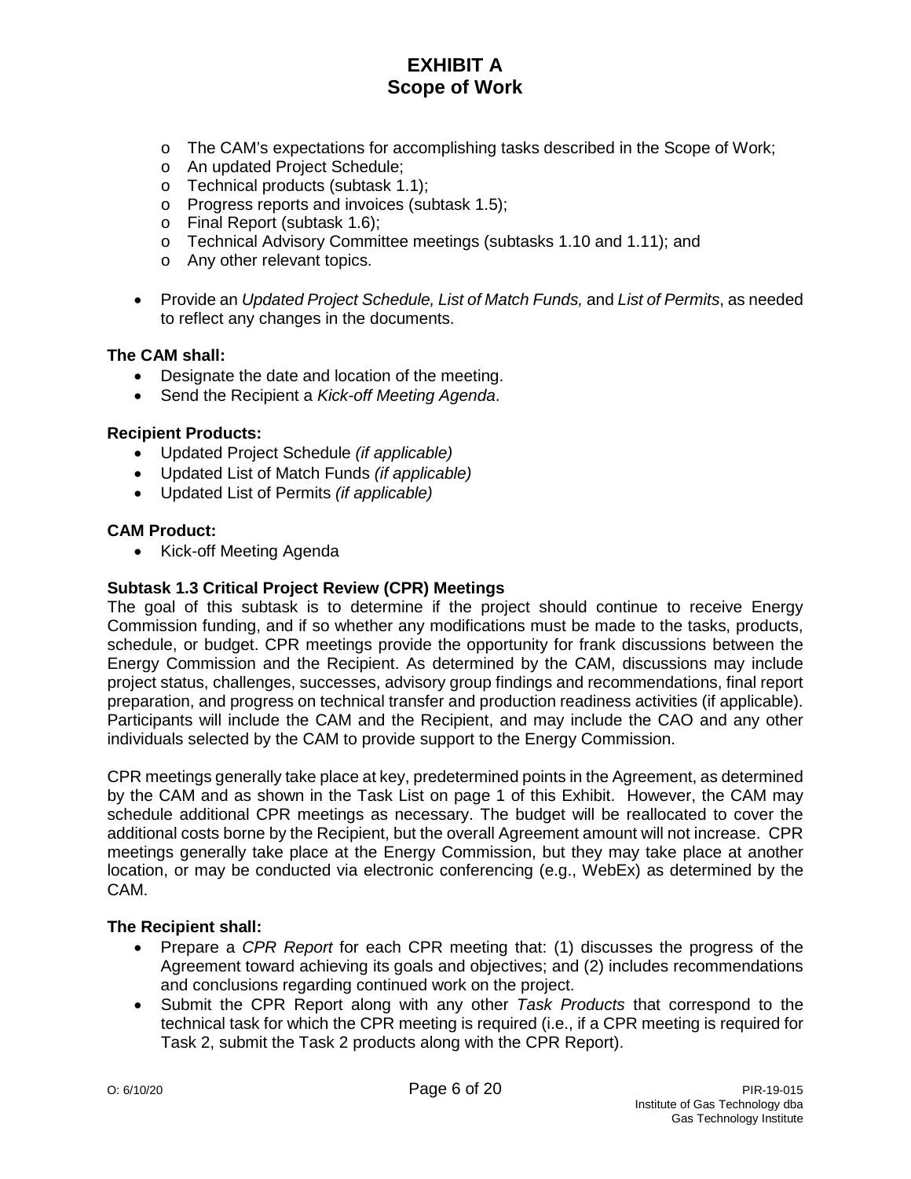- The CAM's expectations for accomplishing tasks described in the Scope of Work;
  - An updated Project Schedule;
  - Technical products (subtask 1.1);
  - Progress reports and invoices (subtask 1.5);
  - Final Report (subtask 1.6);
  - Technical Advisory Committee meetings (subtasks 1.10 and 1.11); and
  - Any other relevant topics.

- Provide an *Updated Project Schedule, List of Match Funds,* and *List of Permits*, as needed to reflect any changes in the documents.

**The CAM shall:**

- Designate the date and location of the meeting.
- Send the Recipient a *Kick-off Meeting Agenda*.

**Recipient Products:**

- Updated Project Schedule *(if applicable)*
- Updated List of Match Funds *(if applicable)*
- Updated List of Permits *(if applicable)*

**CAM Product:**

- Kick-off Meeting Agenda

### Subtask 1.3 Critical Project Review (CPR) Meetings

The goal of this subtask is to determine if the project should continue to receive Energy Commission funding, and if so whether any modifications must be made to the tasks, products, schedule, or budget. CPR meetings provide the opportunity for frank discussions between the Energy Commission and the Recipient. As determined by the CAM, discussions may include project status, challenges, successes, advisory group findings and recommendations, final report preparation, and progress on technical transfer and production readiness activities (if applicable). Participants will include the CAM and the Recipient, and may include the CAO and any other individuals selected by the CAM to provide support to the Energy Commission.

CPR meetings generally take place at key, predetermined points in the Agreement, as determined by the CAM and as shown in the Task List on page 1 of this Exhibit. However, the CAM may schedule additional CPR meetings as necessary. The budget will be reallocated to cover the additional costs borne by the Recipient, but the overall Agreement amount will not increase. CPR meetings generally take place at the Energy Commission, but they may take place at another location, or may be conducted via electronic conferencing (e.g., WebEx) as determined by the CAM.

**The Recipient shall:**

- Prepare a *CPR Report* for each CPR meeting that: (1) discusses the progress of the Agreement toward achieving its goals and objectives; and (2) includes recommendations and conclusions regarding continued work on the project.
- Submit the CPR Report along with any other *Task Products* that correspond to the technical task for which the CPR meeting is required (i.e., if a CPR meeting is required for Task 2, submit the Task 2 products along with the CPR Report).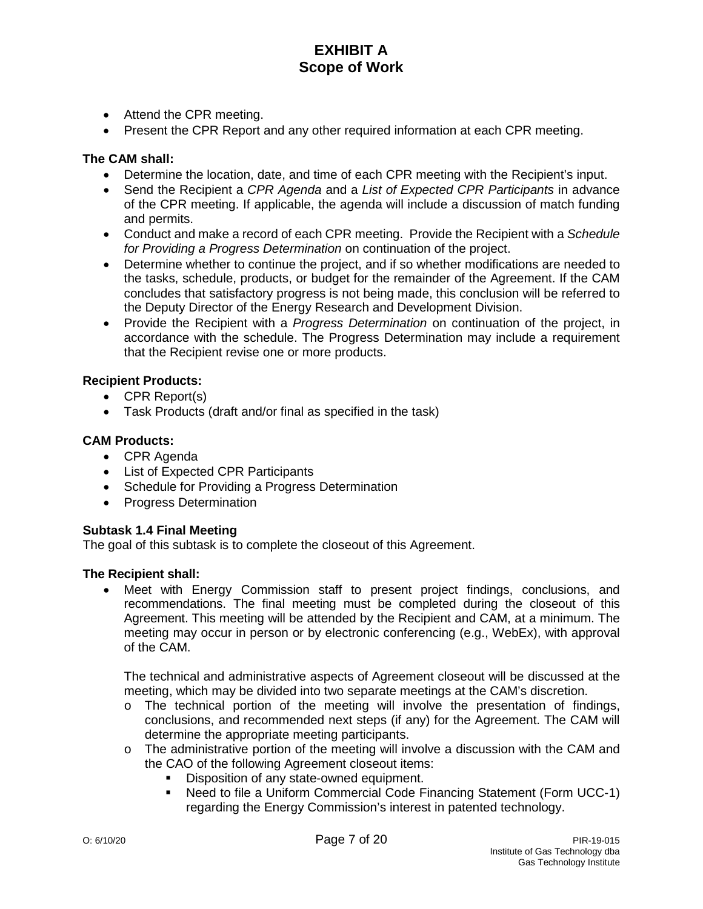- Attend the CPR meeting.
- Present the CPR Report and any other required information at each CPR meeting.

**The CAM shall:**

- Determine the location, date, and time of each CPR meeting with the Recipient's input.
- Send the Recipient a *CPR Agenda* and a *List of Expected CPR Participants* in advance of the CPR meeting. If applicable, the agenda will include a discussion of match funding and permits.
- Conduct and make a record of each CPR meeting. Provide the Recipient with a *Schedule for Providing a Progress Determination* on continuation of the project.
- Determine whether to continue the project, and if so whether modifications are needed to the tasks, schedule, products, or budget for the remainder of the Agreement. If the CAM concludes that satisfactory progress is not being made, this conclusion will be referred to the Deputy Director of the Energy Research and Development Division.
- Provide the Recipient with a *Progress Determination* on continuation of the project, in accordance with the schedule. The Progress Determination may include a requirement that the Recipient revise one or more products.

**Recipient Products:**

- CPR Report(s)
- Task Products (draft and/or final as specified in the task)

**CAM Products:**

- CPR Agenda
- List of Expected CPR Participants
- Schedule for Providing a Progress Determination
- Progress Determination

**Subtask 1.4 Final Meeting**

The goal of this subtask is to complete the closeout of this Agreement.

**The Recipient shall:**

- Meet with Energy Commission staff to present project findings, conclusions, and recommendations. The final meeting must be completed during the closeout of this Agreement. This meeting will be attended by the Recipient and CAM, at a minimum. The meeting may occur in person or by electronic conferencing (e.g., WebEx), with approval of the CAM.

  The technical and administrative aspects of Agreement closeout will be discussed at the meeting, which may be divided into two separate meetings at the CAM's discretion.

  - The technical portion of the meeting will involve the presentation of findings, conclusions, and recommended next steps (if any) for the Agreement. The CAM will determine the appropriate meeting participants.
  - The administrative portion of the meeting will involve a discussion with the CAM and the CAO of the following Agreement closeout items:
    - Disposition of any state-owned equipment.
    - Need to file a Uniform Commercial Code Financing Statement (Form UCC-1) regarding the Energy Commission's interest in patented technology.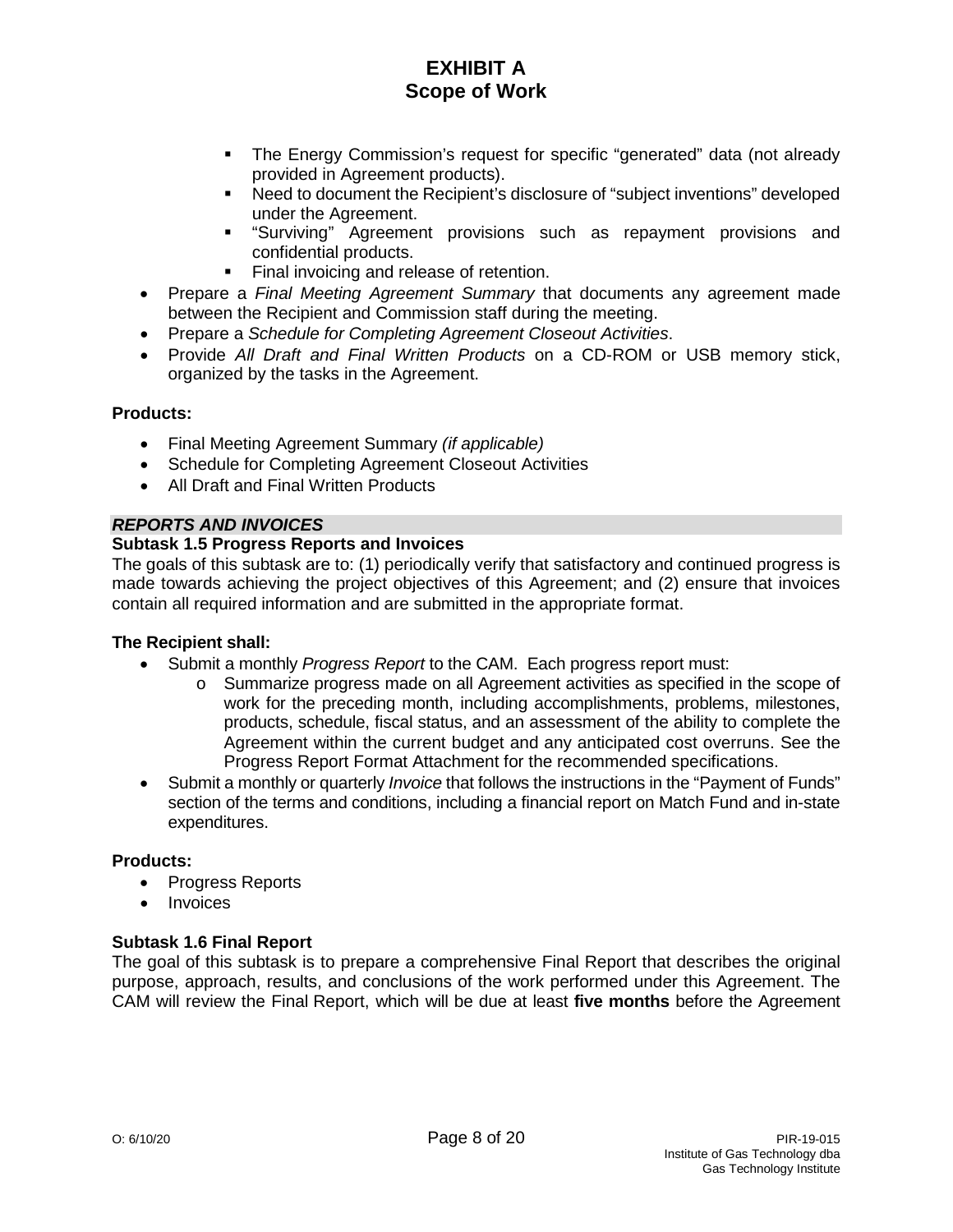- The Energy Commission's request for specific "generated" data (not already provided in Agreement products).
   - Need to document the Recipient's disclosure of "subject inventions" developed under the Agreement.
   - "Surviving" Agreement provisions such as repayment provisions and confidential products.
   - Final invoicing and release of retention.
- Prepare a *Final Meeting Agreement Summary* that documents any agreement made between the Recipient and Commission staff during the meeting.
- Prepare a *Schedule for Completing Agreement Closeout Activities*.
- Provide *All Draft and Final Written Products* on a CD-ROM or USB memory stick, organized by the tasks in the Agreement.

**Products:**

- Final Meeting Agreement Summary *(if applicable)*
- Schedule for Completing Agreement Closeout Activities
- All Draft and Final Written Products

***REPORTS AND INVOICES***

**Subtask 1.5 Progress Reports and Invoices**

The goals of this subtask are to: (1) periodically verify that satisfactory and continued progress is made towards achieving the project objectives of this Agreement; and (2) ensure that invoices contain all required information and are submitted in the appropriate format.

**The Recipient shall:**

- Submit a monthly *Progress Report* to the CAM. Each progress report must:
  - Summarize progress made on all Agreement activities as specified in the scope of work for the preceding month, including accomplishments, problems, milestones, products, schedule, fiscal status, and an assessment of the ability to complete the Agreement within the current budget and any anticipated cost overruns. See the Progress Report Format Attachment for the recommended specifications.
- Submit a monthly or quarterly *Invoice* that follows the instructions in the "Payment of Funds" section of the terms and conditions, including a financial report on Match Fund and in-state expenditures.

**Products:**

- Progress Reports
- Invoices

**Subtask 1.6 Final Report**

The goal of this subtask is to prepare a comprehensive Final Report that describes the original purpose, approach, results, and conclusions of the work performed under this Agreement. The CAM will review the Final Report, which will be due at least **five months** before the Agreement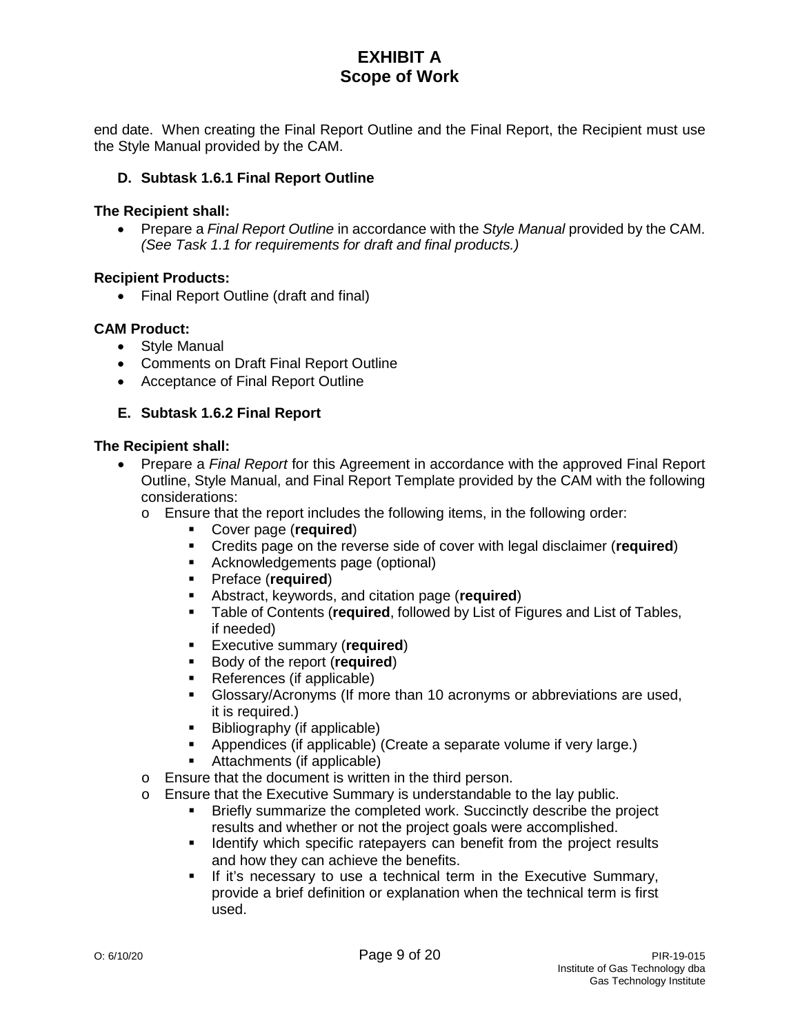end date. When creating the Final Report Outline and the Final Report, the Recipient must use the Style Manual provided by the CAM.

### D. Subtask 1.6.1 Final Report Outline

**The Recipient shall:**

- Prepare a *Final Report Outline* in accordance with the *Style Manual* provided by the CAM. *(See Task 1.1 for requirements for draft and final products.)*

**Recipient Products:**

- Final Report Outline (draft and final)

**CAM Product:**

- Style Manual
- Comments on Draft Final Report Outline
- Acceptance of Final Report Outline

### E. Subtask 1.6.2 Final Report

**The Recipient shall:**

- Prepare a *Final Report* for this Agreement in accordance with the approved Final Report Outline, Style Manual, and Final Report Template provided by the CAM with the following considerations:
  - Ensure that the report includes the following items, in the following order:
    - Cover page (**required**)
    - Credits page on the reverse side of cover with legal disclaimer (**required**)
    - Acknowledgements page (optional)
    - Preface (**required**)
    - Abstract, keywords, and citation page (**required**)
    - Table of Contents (**required**, followed by List of Figures and List of Tables, if needed)
    - Executive summary (**required**)
    - Body of the report (**required**)
    - References (if applicable)
    - Glossary/Acronyms (If more than 10 acronyms or abbreviations are used, it is required.)
    - Bibliography (if applicable)
    - Appendices (if applicable) (Create a separate volume if very large.)
    - Attachments (if applicable)
  - Ensure that the document is written in the third person.
  - Ensure that the Executive Summary is understandable to the lay public.
    - Briefly summarize the completed work. Succinctly describe the project results and whether or not the project goals were accomplished.
    - Identify which specific ratepayers can benefit from the project results and how they can achieve the benefits.
    - If it's necessary to use a technical term in the Executive Summary, provide a brief definition or explanation when the technical term is first used.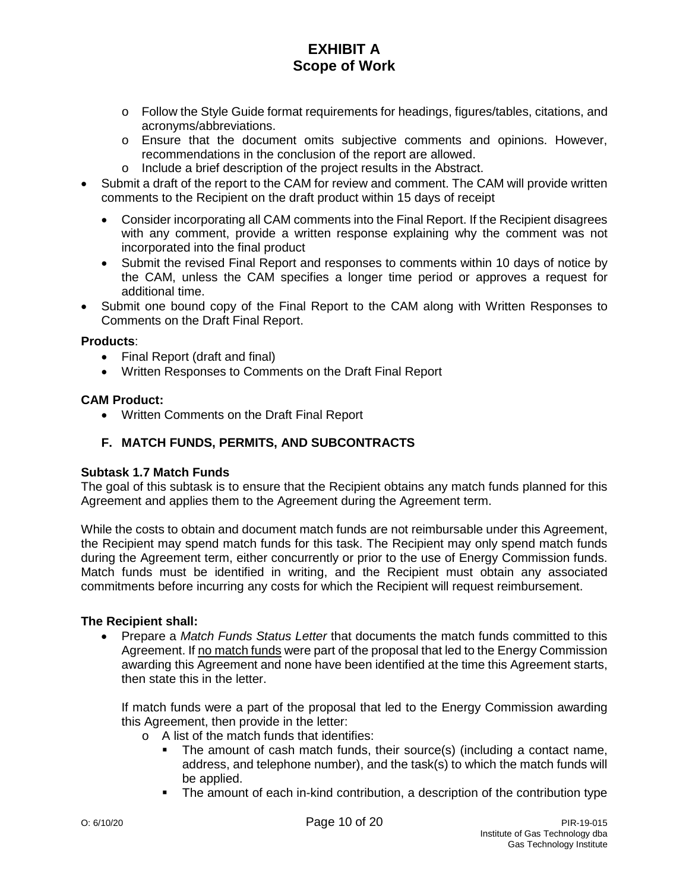- Follow the Style Guide format requirements for headings, figures/tables, citations, and acronyms/abbreviations.
    - Ensure that the document omits subjective comments and opinions. However, recommendations in the conclusion of the report are allowed.
    - Include a brief description of the project results in the Abstract.
- Submit a draft of the report to the CAM for review and comment. The CAM will provide written comments to the Recipient on the draft product within 15 days of receipt
    - Consider incorporating all CAM comments into the Final Report. If the Recipient disagrees with any comment, provide a written response explaining why the comment was not incorporated into the final product
    - Submit the revised Final Report and responses to comments within 10 days of notice by the CAM, unless the CAM specifies a longer time period or approves a request for additional time.
- Submit one bound copy of the Final Report to the CAM along with Written Responses to Comments on the Draft Final Report.

**Products**:

- Final Report (draft and final)
- Written Responses to Comments on the Draft Final Report

**CAM Product:**

- Written Comments on the Draft Final Report

## F. MATCH FUNDS, PERMITS, AND SUBCONTRACTS

### Subtask 1.7 Match Funds

The goal of this subtask is to ensure that the Recipient obtains any match funds planned for this Agreement and applies them to the Agreement during the Agreement term.

While the costs to obtain and document match funds are not reimbursable under this Agreement, the Recipient may spend match funds for this task. The Recipient may only spend match funds during the Agreement term, either concurrently or prior to the use of Energy Commission funds. Match funds must be identified in writing, and the Recipient must obtain any associated commitments before incurring any costs for which the Recipient will request reimbursement.

**The Recipient shall:**

- Prepare a *Match Funds Status Letter* that documents the match funds committed to this Agreement. If <u>no match funds</u> were part of the proposal that led to the Energy Commission awarding this Agreement and none have been identified at the time this Agreement starts, then state this in the letter.

  If match funds were a part of the proposal that led to the Energy Commission awarding this Agreement, then provide in the letter:
    - A list of the match funds that identifies:
        - The amount of cash match funds, their source(s) (including a contact name, address, and telephone number), and the task(s) to which the match funds will be applied.
        - The amount of each in-kind contribution, a description of the contribution type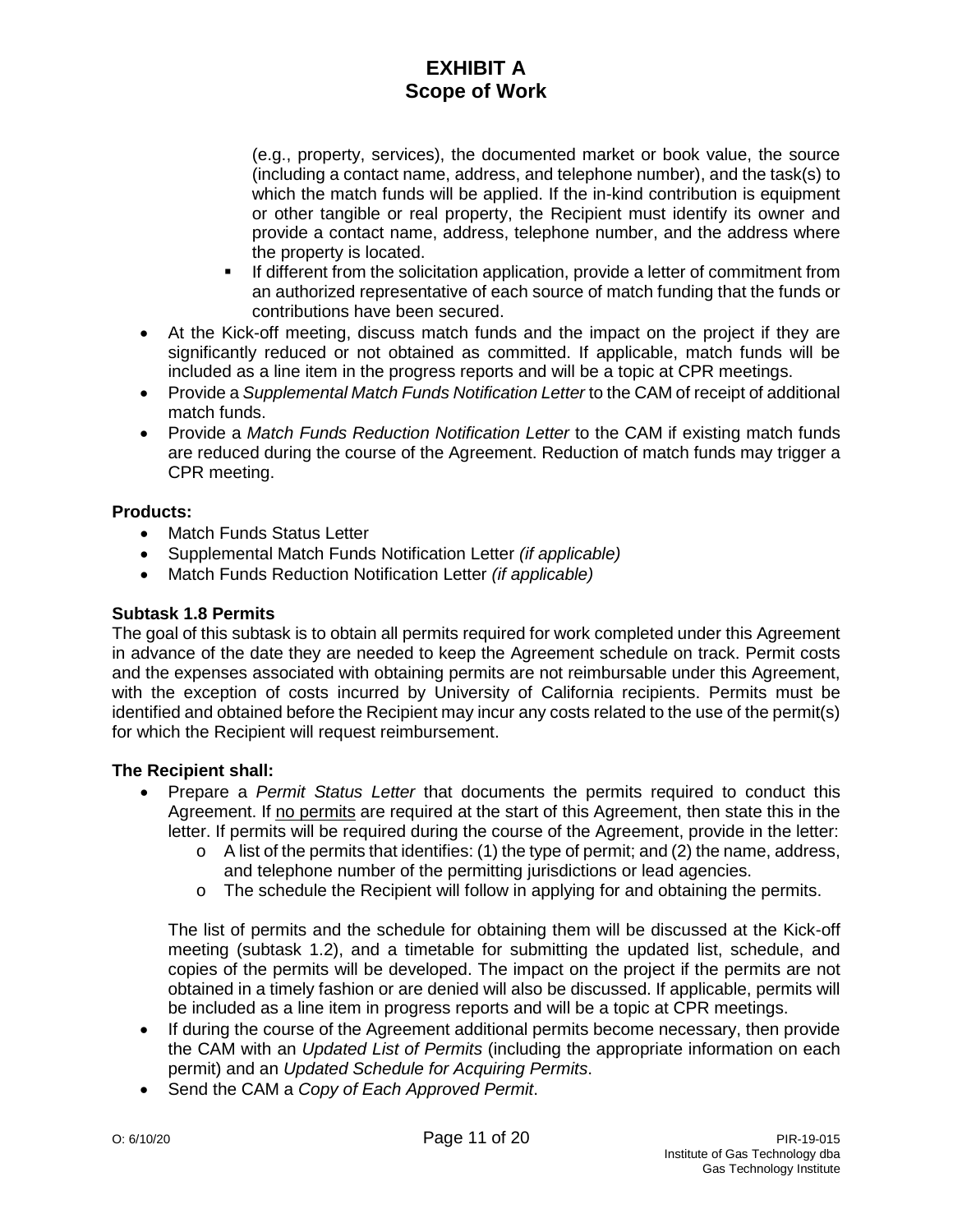(e.g., property, services), the documented market or book value, the source (including a contact name, address, and telephone number), and the task(s) to which the match funds will be applied. If the in-kind contribution is equipment or other tangible or real property, the Recipient must identify its owner and provide a contact name, address, telephone number, and the address where the property is located.
    - If different from the solicitation application, provide a letter of commitment from an authorized representative of each source of match funding that the funds or contributions have been secured.
- At the Kick-off meeting, discuss match funds and the impact on the project if they are significantly reduced or not obtained as committed. If applicable, match funds will be included as a line item in the progress reports and will be a topic at CPR meetings.
- Provide a *Supplemental Match Funds Notification Letter* to the CAM of receipt of additional match funds.
- Provide a *Match Funds Reduction Notification Letter* to the CAM if existing match funds are reduced during the course of the Agreement. Reduction of match funds may trigger a CPR meeting.

**Products:**

- Match Funds Status Letter
- Supplemental Match Funds Notification Letter *(if applicable)*
- Match Funds Reduction Notification Letter *(if applicable)*

**Subtask 1.8 Permits**

The goal of this subtask is to obtain all permits required for work completed under this Agreement in advance of the date they are needed to keep the Agreement schedule on track. Permit costs and the expenses associated with obtaining permits are not reimbursable under this Agreement, with the exception of costs incurred by University of California recipients. Permits must be identified and obtained before the Recipient may incur any costs related to the use of the permit(s) for which the Recipient will request reimbursement.

**The Recipient shall:**

- Prepare a *Permit Status Letter* that documents the permits required to conduct this Agreement. If no permits are required at the start of this Agreement, then state this in the letter. If permits will be required during the course of the Agreement, provide in the letter:
    - A list of the permits that identifies: (1) the type of permit; and (2) the name, address, and telephone number of the permitting jurisdictions or lead agencies.
    - The schedule the Recipient will follow in applying for and obtaining the permits.

  The list of permits and the schedule for obtaining them will be discussed at the Kick-off meeting (subtask 1.2), and a timetable for submitting the updated list, schedule, and copies of the permits will be developed. The impact on the project if the permits are not obtained in a timely fashion or are denied will also be discussed. If applicable, permits will be included as a line item in progress reports and will be a topic at CPR meetings.
- If during the course of the Agreement additional permits become necessary, then provide the CAM with an *Updated List of Permits* (including the appropriate information on each permit) and an *Updated Schedule for Acquiring Permits*.
- Send the CAM a *Copy of Each Approved Permit*.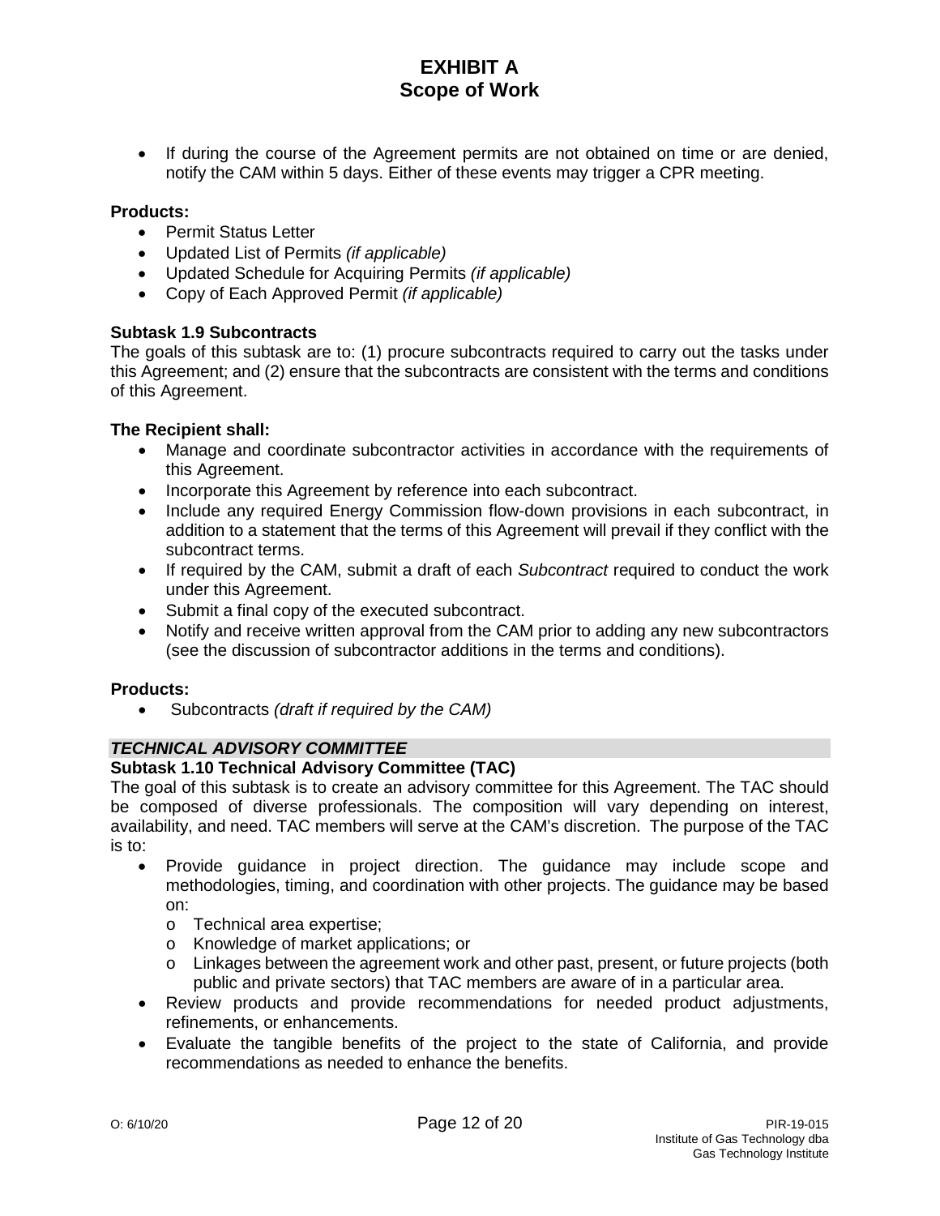- If during the course of the Agreement permits are not obtained on time or are denied, notify the CAM within 5 days. Either of these events may trigger a CPR meeting.

**Products:**

- Permit Status Letter
- Updated List of Permits *(if applicable)*
- Updated Schedule for Acquiring Permits *(if applicable)*
- Copy of Each Approved Permit *(if applicable)*

**Subtask 1.9 Subcontracts**

The goals of this subtask are to: (1) procure subcontracts required to carry out the tasks under this Agreement; and (2) ensure that the subcontracts are consistent with the terms and conditions of this Agreement.

**The Recipient shall:**

- Manage and coordinate subcontractor activities in accordance with the requirements of this Agreement.
- Incorporate this Agreement by reference into each subcontract.
- Include any required Energy Commission flow-down provisions in each subcontract, in addition to a statement that the terms of this Agreement will prevail if they conflict with the subcontract terms.
- If required by the CAM, submit a draft of each *Subcontract* required to conduct the work under this Agreement.
- Submit a final copy of the executed subcontract.
- Notify and receive written approval from the CAM prior to adding any new subcontractors (see the discussion of subcontractor additions in the terms and conditions).

**Products:**

- Subcontracts *(draft if required by the CAM)*

***TECHNICAL ADVISORY COMMITTEE***

**Subtask 1.10 Technical Advisory Committee (TAC)**

The goal of this subtask is to create an advisory committee for this Agreement. The TAC should be composed of diverse professionals. The composition will vary depending on interest, availability, and need. TAC members will serve at the CAM's discretion. The purpose of the TAC is to:

- Provide guidance in project direction. The guidance may include scope and methodologies, timing, and coordination with other projects. The guidance may be based on:
  - Technical area expertise;
  - Knowledge of market applications; or
  - Linkages between the agreement work and other past, present, or future projects (both public and private sectors) that TAC members are aware of in a particular area.
- Review products and provide recommendations for needed product adjustments, refinements, or enhancements.
- Evaluate the tangible benefits of the project to the state of California, and provide recommendations as needed to enhance the benefits.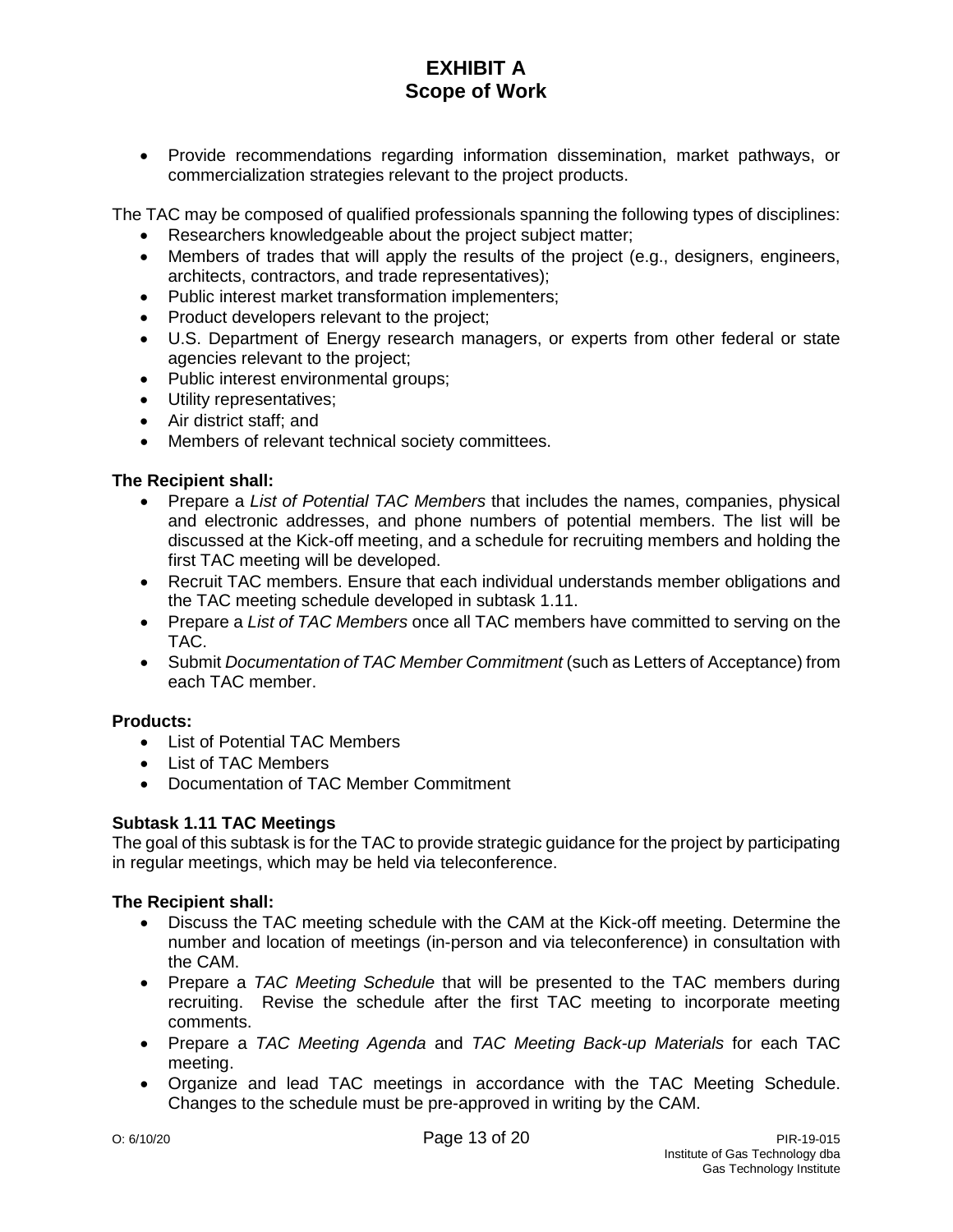- Provide recommendations regarding information dissemination, market pathways, or commercialization strategies relevant to the project products.

The TAC may be composed of qualified professionals spanning the following types of disciplines:

- Researchers knowledgeable about the project subject matter;
- Members of trades that will apply the results of the project (e.g., designers, engineers, architects, contractors, and trade representatives);
- Public interest market transformation implementers;
- Product developers relevant to the project;
- U.S. Department of Energy research managers, or experts from other federal or state agencies relevant to the project;
- Public interest environmental groups;
- Utility representatives;
- Air district staff; and
- Members of relevant technical society committees.

**The Recipient shall:**

- Prepare a *List of Potential TAC Members* that includes the names, companies, physical and electronic addresses, and phone numbers of potential members. The list will be discussed at the Kick-off meeting, and a schedule for recruiting members and holding the first TAC meeting will be developed.
- Recruit TAC members. Ensure that each individual understands member obligations and the TAC meeting schedule developed in subtask 1.11.
- Prepare a *List of TAC Members* once all TAC members have committed to serving on the TAC.
- Submit *Documentation of TAC Member Commitment* (such as Letters of Acceptance) from each TAC member.

**Products:**

- List of Potential TAC Members
- List of TAC Members
- Documentation of TAC Member Commitment

**Subtask 1.11 TAC Meetings**

The goal of this subtask is for the TAC to provide strategic guidance for the project by participating in regular meetings, which may be held via teleconference.

**The Recipient shall:**

- Discuss the TAC meeting schedule with the CAM at the Kick-off meeting. Determine the number and location of meetings (in-person and via teleconference) in consultation with the CAM.
- Prepare a *TAC Meeting Schedule* that will be presented to the TAC members during recruiting. Revise the schedule after the first TAC meeting to incorporate meeting comments.
- Prepare a *TAC Meeting Agenda* and *TAC Meeting Back-up Materials* for each TAC meeting.
- Organize and lead TAC meetings in accordance with the TAC Meeting Schedule. Changes to the schedule must be pre-approved in writing by the CAM.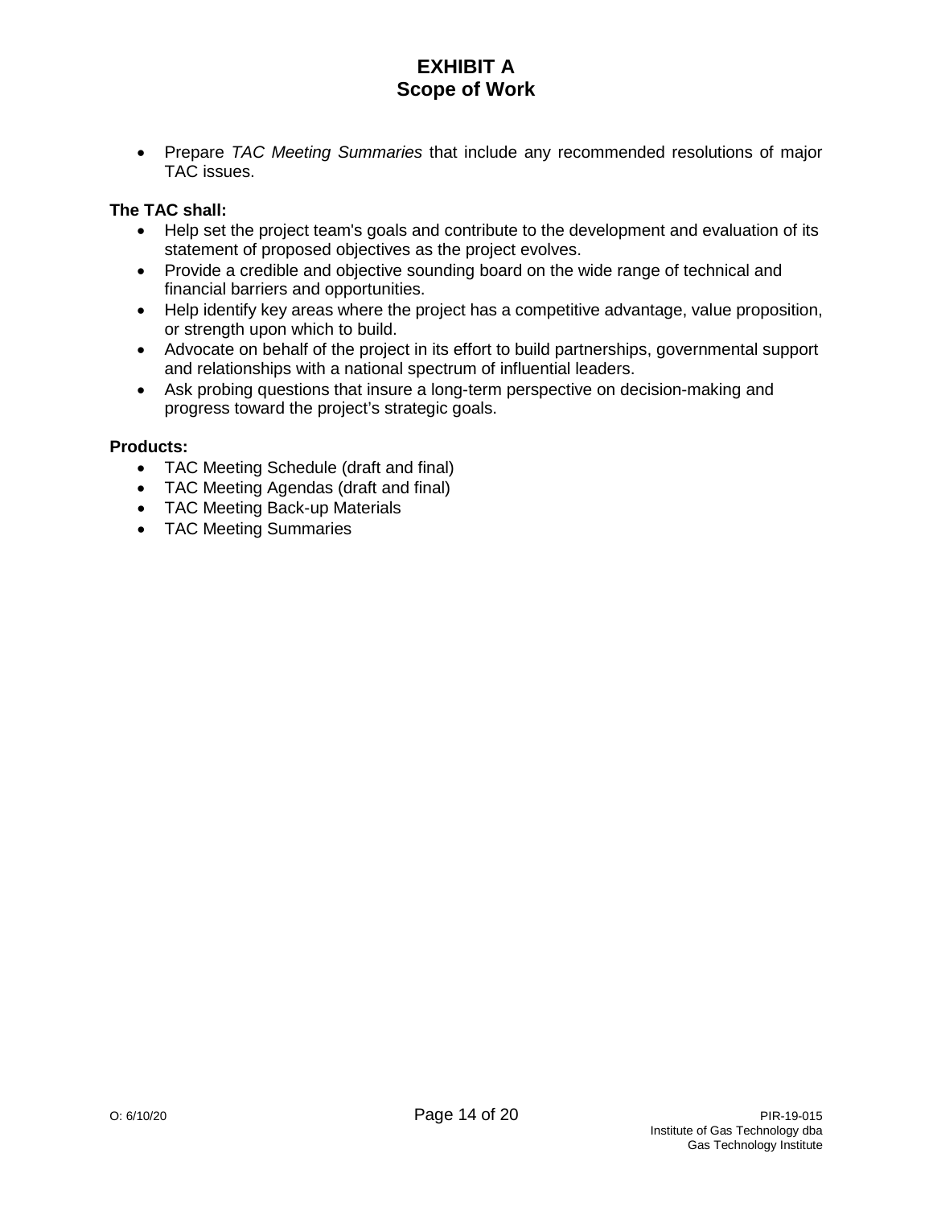- Prepare *TAC Meeting Summaries* that include any recommended resolutions of major TAC issues.

**The TAC shall:**

- Help set the project team's goals and contribute to the development and evaluation of its statement of proposed objectives as the project evolves.
- Provide a credible and objective sounding board on the wide range of technical and financial barriers and opportunities.
- Help identify key areas where the project has a competitive advantage, value proposition, or strength upon which to build.
- Advocate on behalf of the project in its effort to build partnerships, governmental support and relationships with a national spectrum of influential leaders.
- Ask probing questions that insure a long-term perspective on decision-making and progress toward the project's strategic goals.

**Products:**

- TAC Meeting Schedule (draft and final)
- TAC Meeting Agendas (draft and final)
- TAC Meeting Back-up Materials
- TAC Meeting Summaries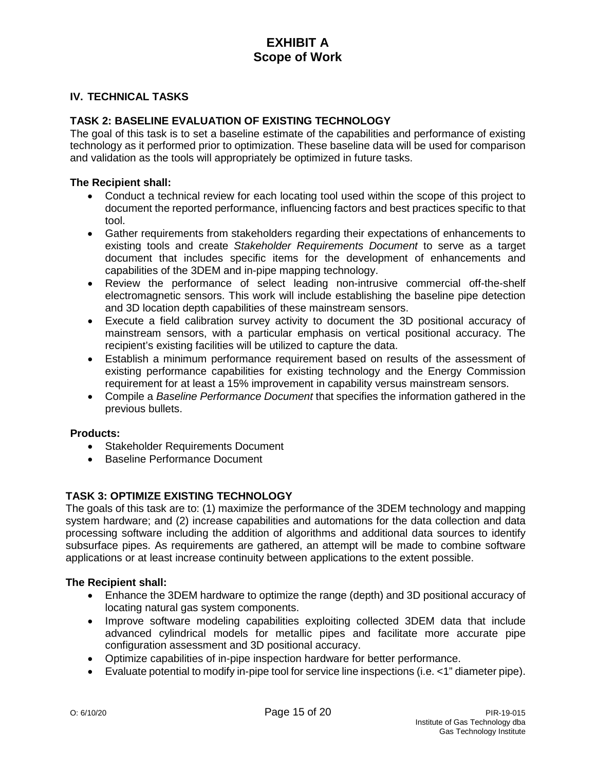# EXHIBIT A
# Scope of Work

## IV. TECHNICAL TASKS

### TASK 2: BASELINE EVALUATION OF EXISTING TECHNOLOGY

The goal of this task is to set a baseline estimate of the capabilities and performance of existing technology as it performed prior to optimization. These baseline data will be used for comparison and validation as the tools will appropriately be optimized in future tasks.

**The Recipient shall:**

- Conduct a technical review for each locating tool used within the scope of this project to document the reported performance, influencing factors and best practices specific to that tool.
- Gather requirements from stakeholders regarding their expectations of enhancements to existing tools and create *Stakeholder Requirements Document* to serve as a target document that includes specific items for the development of enhancements and capabilities of the 3DEM and in-pipe mapping technology.
- Review the performance of select leading non-intrusive commercial off-the-shelf electromagnetic sensors. This work will include establishing the baseline pipe detection and 3D location depth capabilities of these mainstream sensors.
- Execute a field calibration survey activity to document the 3D positional accuracy of mainstream sensors, with a particular emphasis on vertical positional accuracy. The recipient's existing facilities will be utilized to capture the data.
- Establish a minimum performance requirement based on results of the assessment of existing performance capabilities for existing technology and the Energy Commission requirement for at least a 15% improvement in capability versus mainstream sensors.
- Compile a *Baseline Performance Document* that specifies the information gathered in the previous bullets.

**Products:**

- Stakeholder Requirements Document
- Baseline Performance Document

### TASK 3: OPTIMIZE EXISTING TECHNOLOGY

The goals of this task are to: (1) maximize the performance of the 3DEM technology and mapping system hardware; and (2) increase capabilities and automations for the data collection and data processing software including the addition of algorithms and additional data sources to identify subsurface pipes. As requirements are gathered, an attempt will be made to combine software applications or at least increase continuity between applications to the extent possible.

**The Recipient shall:**

- Enhance the 3DEM hardware to optimize the range (depth) and 3D positional accuracy of locating natural gas system components.
- Improve software modeling capabilities exploiting collected 3DEM data that include advanced cylindrical models for metallic pipes and facilitate more accurate pipe configuration assessment and 3D positional accuracy.
- Optimize capabilities of in-pipe inspection hardware for better performance.
- Evaluate potential to modify in-pipe tool for service line inspections (i.e. <1" diameter pipe).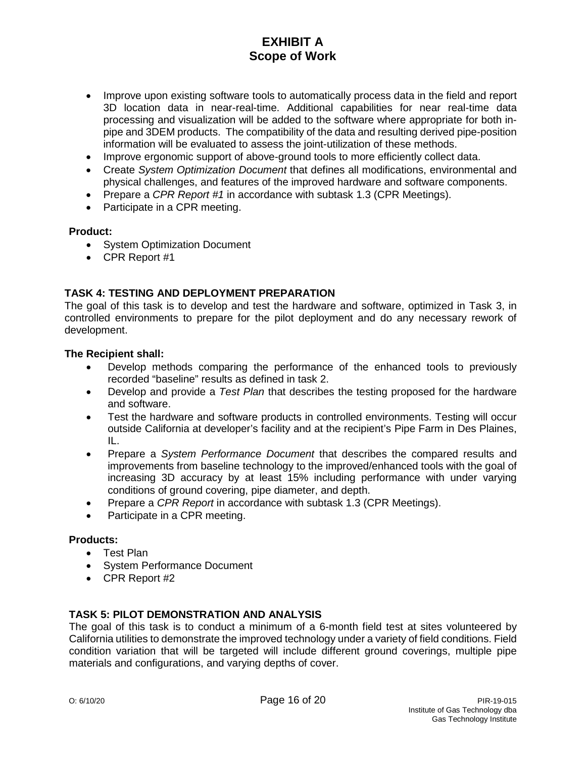- Improve upon existing software tools to automatically process data in the field and report 3D location data in near-real-time. Additional capabilities for near real-time data processing and visualization will be added to the software where appropriate for both in-pipe and 3DEM products. The compatibility of the data and resulting derived pipe-position information will be evaluated to assess the joint-utilization of these methods.
- Improve ergonomic support of above-ground tools to more efficiently collect data.
- Create *System Optimization Document* that defines all modifications, environmental and physical challenges, and features of the improved hardware and software components.
- Prepare a *CPR Report #1* in accordance with subtask 1.3 (CPR Meetings).
- Participate in a CPR meeting.

**Product:**

- System Optimization Document
- CPR Report #1

## TASK 4: TESTING AND DEPLOYMENT PREPARATION

The goal of this task is to develop and test the hardware and software, optimized in Task 3, in controlled environments to prepare for the pilot deployment and do any necessary rework of development.

**The Recipient shall:**

- Develop methods comparing the performance of the enhanced tools to previously recorded "baseline" results as defined in task 2.
- Develop and provide a *Test Plan* that describes the testing proposed for the hardware and software.
- Test the hardware and software products in controlled environments. Testing will occur outside California at developer's facility and at the recipient's Pipe Farm in Des Plaines, IL.
- Prepare a *System Performance Document* that describes the compared results and improvements from baseline technology to the improved/enhanced tools with the goal of increasing 3D accuracy by at least 15% including performance with under varying conditions of ground covering, pipe diameter, and depth.
- Prepare a *CPR Report* in accordance with subtask 1.3 (CPR Meetings).
- Participate in a CPR meeting.

**Products:**

- Test Plan
- System Performance Document
- CPR Report #2

## TASK 5: PILOT DEMONSTRATION AND ANALYSIS

The goal of this task is to conduct a minimum of a 6-month field test at sites volunteered by California utilities to demonstrate the improved technology under a variety of field conditions. Field condition variation that will be targeted will include different ground coverings, multiple pipe materials and configurations, and varying depths of cover.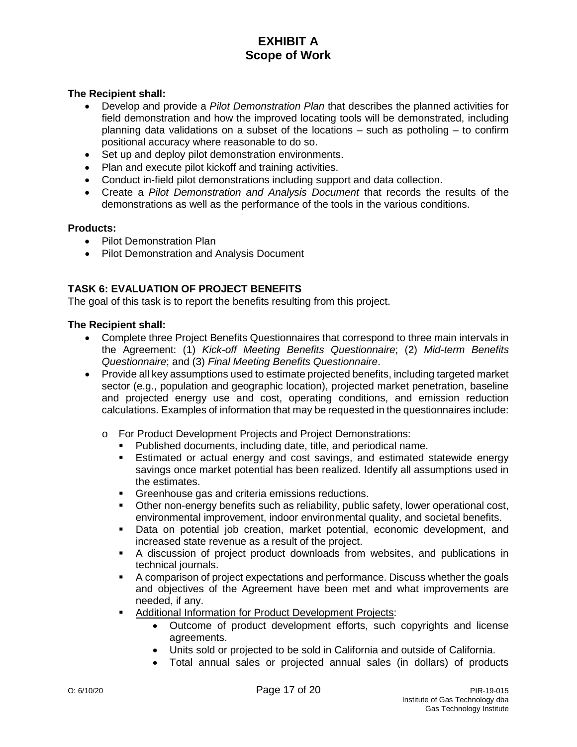**The Recipient shall:**

- Develop and provide a *Pilot Demonstration Plan* that describes the planned activities for field demonstration and how the improved locating tools will be demonstrated, including planning data validations on a subset of the locations – such as potholing – to confirm positional accuracy where reasonable to do so.
- Set up and deploy pilot demonstration environments.
- Plan and execute pilot kickoff and training activities.
- Conduct in-field pilot demonstrations including support and data collection.
- Create a *Pilot Demonstration and Analysis Document* that records the results of the demonstrations as well as the performance of the tools in the various conditions.

**Products:**

- Pilot Demonstration Plan
- Pilot Demonstration and Analysis Document

### TASK 6: EVALUATION OF PROJECT BENEFITS

The goal of this task is to report the benefits resulting from this project.

**The Recipient shall:**

- Complete three Project Benefits Questionnaires that correspond to three main intervals in the Agreement: (1) *Kick-off Meeting Benefits Questionnaire*; (2) *Mid-term Benefits Questionnaire*; and (3) *Final Meeting Benefits Questionnaire*.
- Provide all key assumptions used to estimate projected benefits, including targeted market sector (e.g., population and geographic location), projected market penetration, baseline and projected energy use and cost, operating conditions, and emission reduction calculations. Examples of information that may be requested in the questionnaires include:
  - For Product Development Projects and Project Demonstrations:
    - Published documents, including date, title, and periodical name.
    - Estimated or actual energy and cost savings, and estimated statewide energy savings once market potential has been realized. Identify all assumptions used in the estimates.
    - Greenhouse gas and criteria emissions reductions.
    - Other non-energy benefits such as reliability, public safety, lower operational cost, environmental improvement, indoor environmental quality, and societal benefits.
    - Data on potential job creation, market potential, economic development, and increased state revenue as a result of the project.
    - A discussion of project product downloads from websites, and publications in technical journals.
    - A comparison of project expectations and performance. Discuss whether the goals and objectives of the Agreement have been met and what improvements are needed, if any.
    - Additional Information for Product Development Projects:
      - Outcome of product development efforts, such copyrights and license agreements.
      - Units sold or projected to be sold in California and outside of California.
      - Total annual sales or projected annual sales (in dollars) of products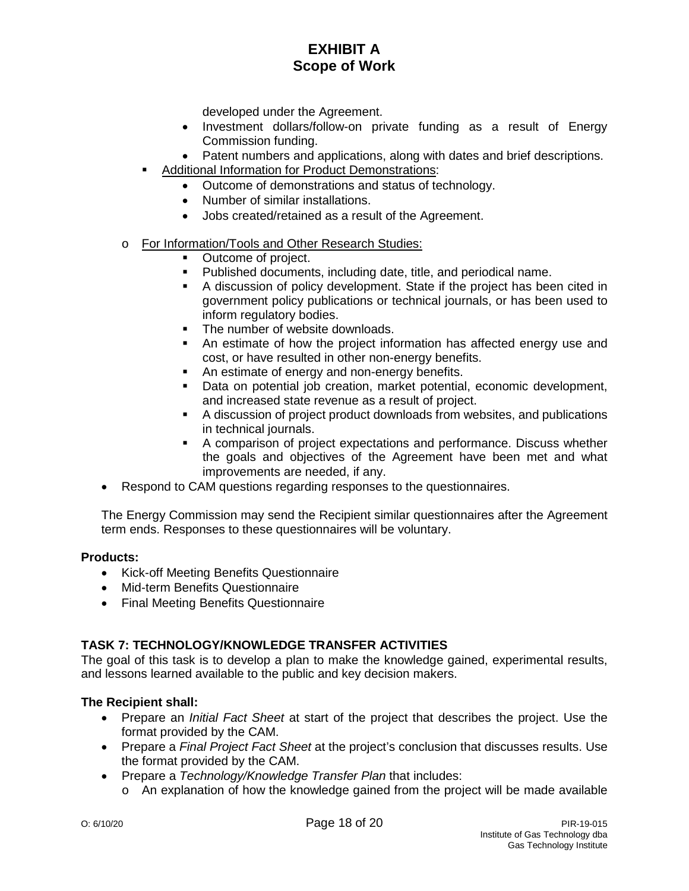developed under the Agreement.
  - Investment dollars/follow-on private funding as a result of Energy Commission funding.
  - Patent numbers and applications, along with dates and brief descriptions.
- Additional Information for Product Demonstrations:
  - Outcome of demonstrations and status of technology.
  - Number of similar installations.
  - Jobs created/retained as a result of the Agreement.

- For Information/Tools and Other Research Studies:
  - Outcome of project.
  - Published documents, including date, title, and periodical name.
  - A discussion of policy development. State if the project has been cited in government policy publications or technical journals, or has been used to inform regulatory bodies.
  - The number of website downloads.
  - An estimate of how the project information has affected energy use and cost, or have resulted in other non-energy benefits.
  - An estimate of energy and non-energy benefits.
  - Data on potential job creation, market potential, economic development, and increased state revenue as a result of project.
  - A discussion of project product downloads from websites, and publications in technical journals.
  - A comparison of project expectations and performance. Discuss whether the goals and objectives of the Agreement have been met and what improvements are needed, if any.
- Respond to CAM questions regarding responses to the questionnaires.

The Energy Commission may send the Recipient similar questionnaires after the Agreement term ends. Responses to these questionnaires will be voluntary.

**Products:**

- Kick-off Meeting Benefits Questionnaire
- Mid-term Benefits Questionnaire
- Final Meeting Benefits Questionnaire

## TASK 7: TECHNOLOGY/KNOWLEDGE TRANSFER ACTIVITIES

The goal of this task is to develop a plan to make the knowledge gained, experimental results, and lessons learned available to the public and key decision makers.

**The Recipient shall:**

- Prepare an *Initial Fact Sheet* at start of the project that describes the project. Use the format provided by the CAM.
- Prepare a *Final Project Fact Sheet* at the project's conclusion that discusses results. Use the format provided by the CAM.
- Prepare a *Technology/Knowledge Transfer Plan* that includes:
  - An explanation of how the knowledge gained from the project will be made available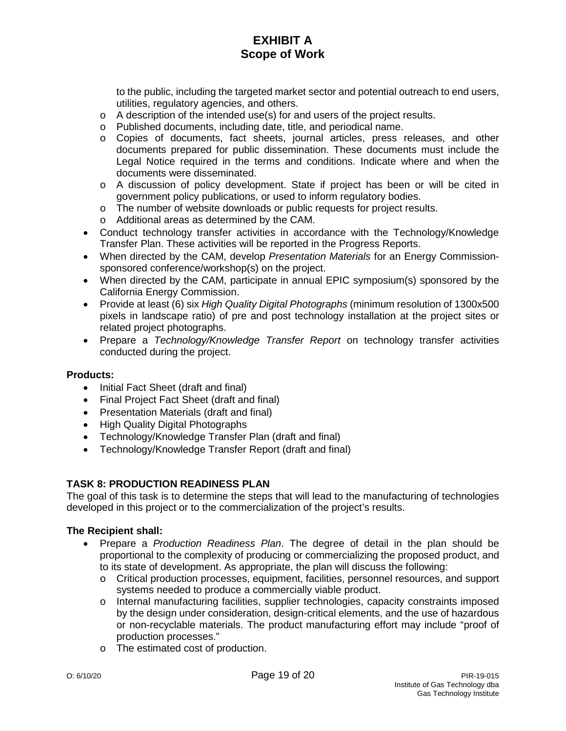to the public, including the targeted market sector and potential outreach to end users, utilities, regulatory agencies, and others.
    - A description of the intended use(s) for and users of the project results.
    - Published documents, including date, title, and periodical name.
    - Copies of documents, fact sheets, journal articles, press releases, and other documents prepared for public dissemination. These documents must include the Legal Notice required in the terms and conditions. Indicate where and when the documents were disseminated.
    - A discussion of policy development. State if project has been or will be cited in government policy publications, or used to inform regulatory bodies.
    - The number of website downloads or public requests for project results.
    - Additional areas as determined by the CAM.
- Conduct technology transfer activities in accordance with the Technology/Knowledge Transfer Plan. These activities will be reported in the Progress Reports.
- When directed by the CAM, develop *Presentation Materials* for an Energy Commission-sponsored conference/workshop(s) on the project.
- When directed by the CAM, participate in annual EPIC symposium(s) sponsored by the California Energy Commission.
- Provide at least (6) six *High Quality Digital Photographs* (minimum resolution of 1300x500 pixels in landscape ratio) of pre and post technology installation at the project sites or related project photographs.
- Prepare a *Technology/Knowledge Transfer Report* on technology transfer activities conducted during the project.

**Products:**

- Initial Fact Sheet (draft and final)
- Final Project Fact Sheet (draft and final)
- Presentation Materials (draft and final)
- High Quality Digital Photographs
- Technology/Knowledge Transfer Plan (draft and final)
- Technology/Knowledge Transfer Report (draft and final)

## TASK 8: PRODUCTION READINESS PLAN

The goal of this task is to determine the steps that will lead to the manufacturing of technologies developed in this project or to the commercialization of the project's results.

**The Recipient shall:**

- Prepare a *Production Readiness Plan*. The degree of detail in the plan should be proportional to the complexity of producing or commercializing the proposed product, and to its state of development. As appropriate, the plan will discuss the following:
    - Critical production processes, equipment, facilities, personnel resources, and support systems needed to produce a commercially viable product.
    - Internal manufacturing facilities, supplier technologies, capacity constraints imposed by the design under consideration, design-critical elements, and the use of hazardous or non-recyclable materials. The product manufacturing effort may include "proof of production processes."
    - The estimated cost of production.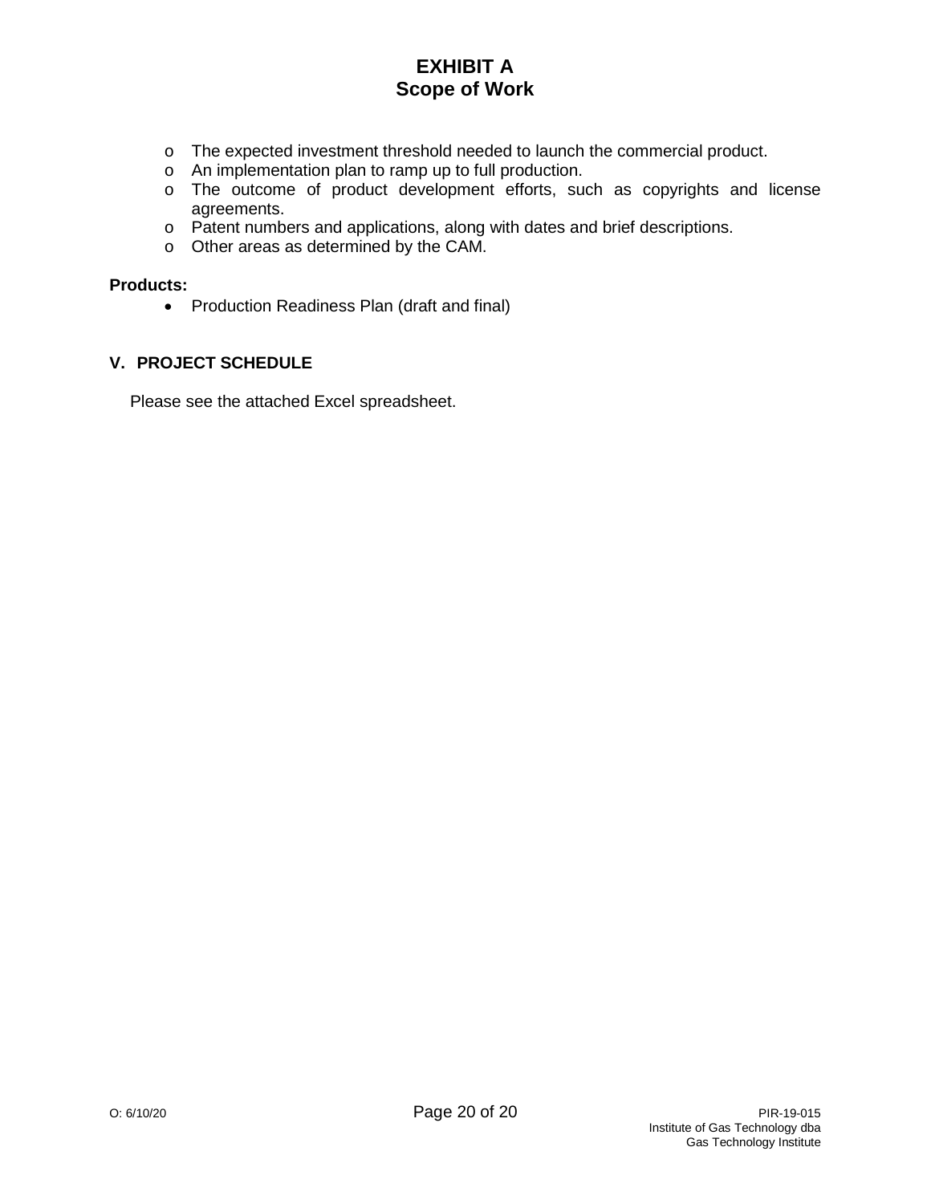- The expected investment threshold needed to launch the commercial product.
- An implementation plan to ramp up to full production.
- The outcome of product development efforts, such as copyrights and license agreements.
- Patent numbers and applications, along with dates and brief descriptions.
- Other areas as determined by the CAM.

**Products:**

- Production Readiness Plan (draft and final)

## V. PROJECT SCHEDULE

Please see the attached Excel spreadsheet.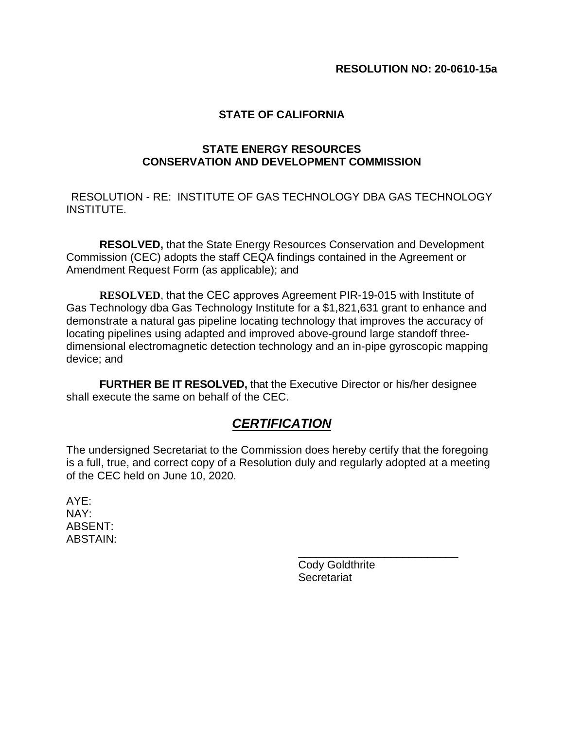**RESOLUTION NO: 20-0610-15a**

**STATE OF CALIFORNIA**

**STATE ENERGY RESOURCES CONSERVATION AND DEVELOPMENT COMMISSION**

RESOLUTION - RE: INSTITUTE OF GAS TECHNOLOGY DBA GAS TECHNOLOGY INSTITUTE.

**RESOLVED,** that the State Energy Resources Conservation and Development Commission (CEC) adopts the staff CEQA findings contained in the Agreement or Amendment Request Form (as applicable); and

**RESOLVED**, that the CEC approves Agreement PIR-19-015 with Institute of Gas Technology dba Gas Technology Institute for a $1,821,631 grant to enhance and demonstrate a natural gas pipeline locating technology that improves the accuracy of locating pipelines using adapted and improved above-ground large standoff three-dimensional electromagnetic detection technology and an in-pipe gyroscopic mapping device; and

**FURTHER BE IT RESOLVED,** that the Executive Director or his/her designee shall execute the same on behalf of the CEC.

## ***CERTIFICATION***

The undersigned Secretariat to the Commission does hereby certify that the foregoing is a full, true, and correct copy of a Resolution duly and regularly adopted at a meeting of the CEC held on June 10, 2020.

AYE:
NAY:
ABSENT:
ABSTAIN:

\_\_\_\_\_\_\_\_\_\_\_\_\_\_\_\_\_\_\_\_\_\_\_\_\_\_
Cody Goldthrite
Secretariat